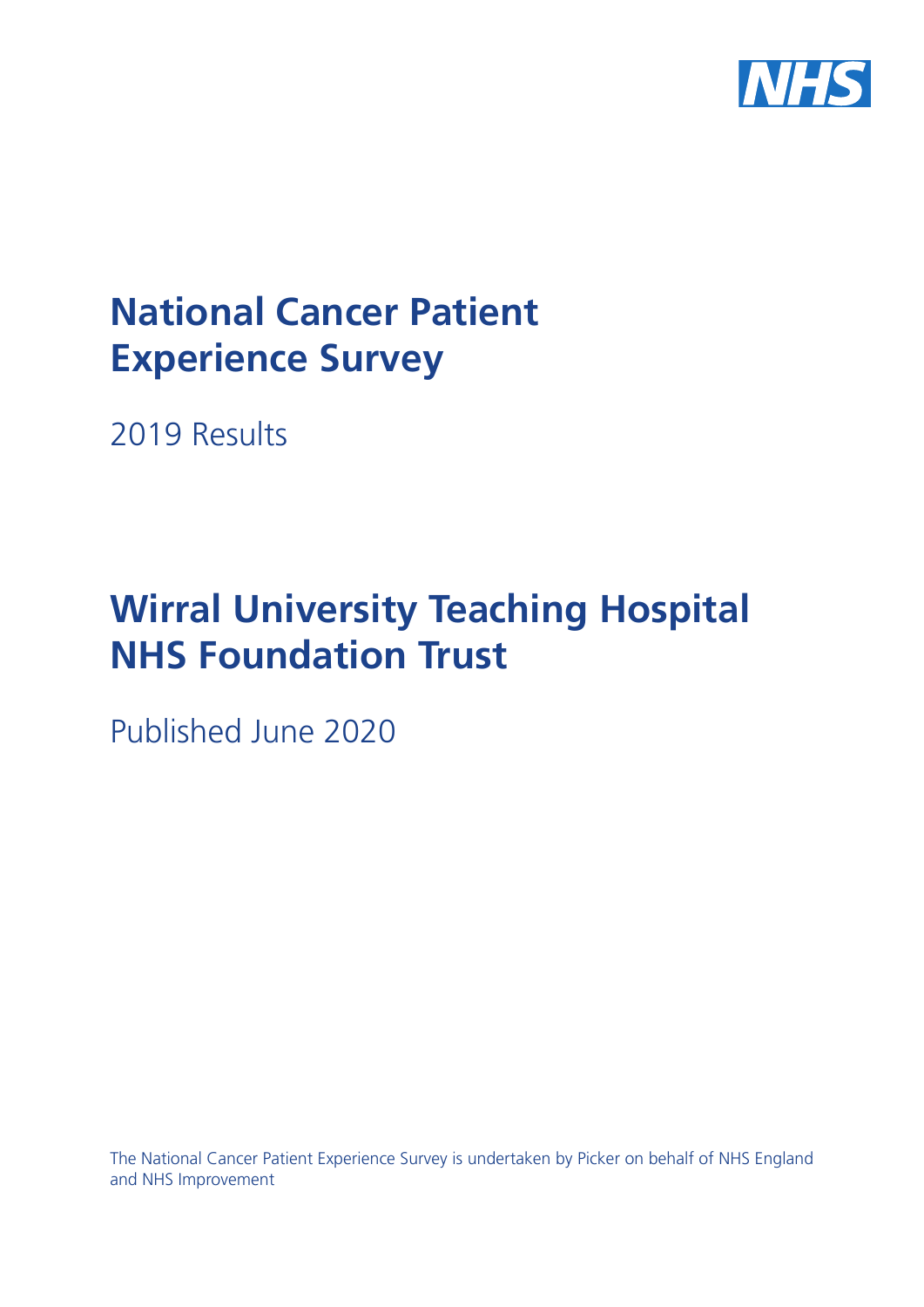# National Cancer Patient Experience Survey

2019 Results

# Wirral University Teaching Hospital NHS Foundation Trust

Published June 2020

The National Cancer Patient Experience Survey is undertaken by Picker on behalf of NHS England and NHS Improvement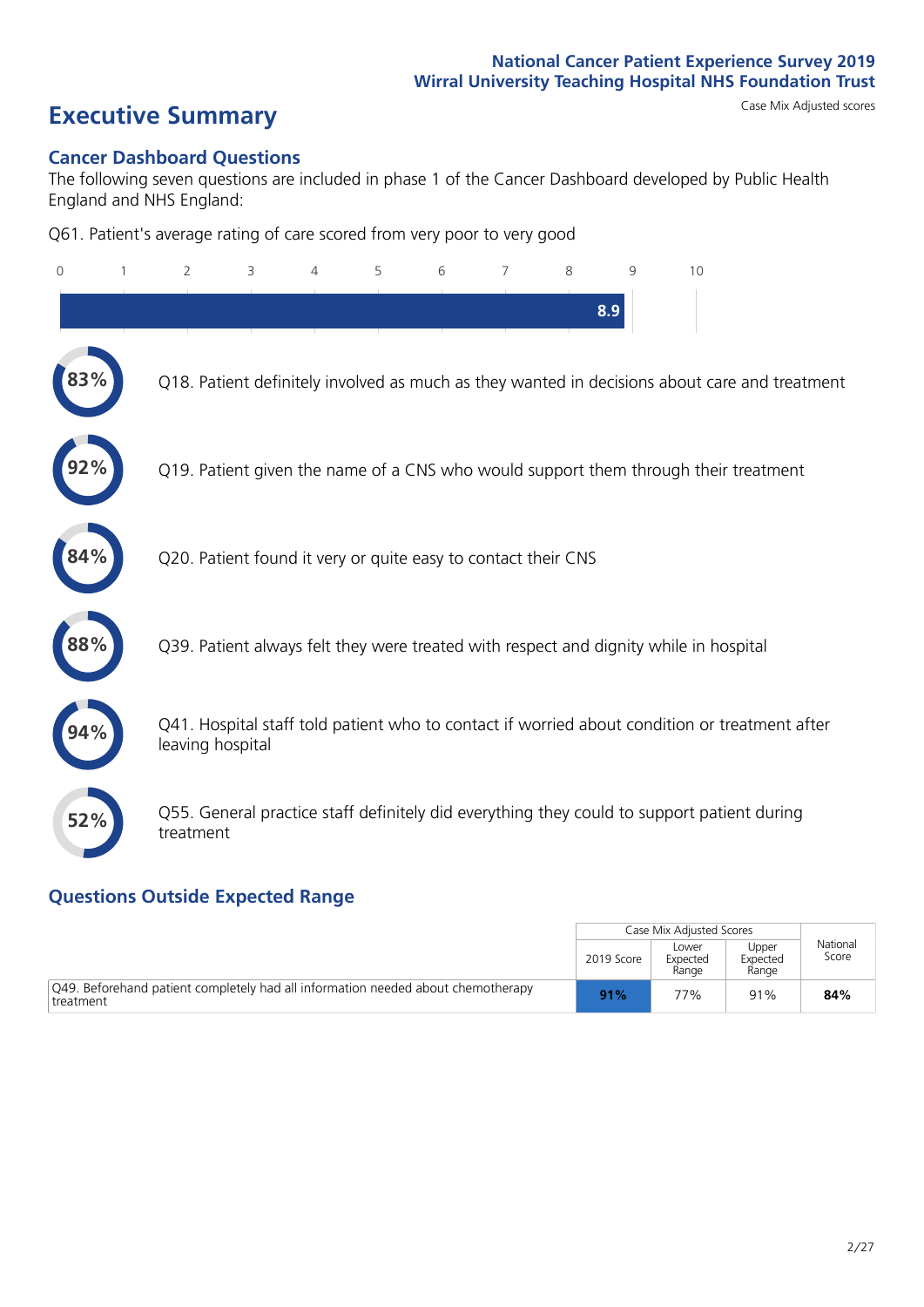National Cancer Patient Experience Survey 2019
Wirral University Teaching Hospital NHS Foundation Trust

# Executive Summary

Case Mix Adjusted scores

## Cancer Dashboard Questions

The following seven questions are included in phase 1 of the Cancer Dashboard developed by Public Health England and NHS England:

Q61. Patient's average rating of care scored from very poor to very good

8.9

- 83% Q18. Patient definitely involved as much as they wanted in decisions about care and treatment
- 92% Q19. Patient given the name of a CNS who would support them through their treatment
- 84% Q20. Patient found it very or quite easy to contact their CNS
- 88% Q39. Patient always felt they were treated with respect and dignity while in hospital
- 94% Q41. Hospital staff told patient who to contact if worried about condition or treatment after leaving hospital
- 52% Q55. General practice staff definitely did everything they could to support patient during treatment

## Questions Outside Expected Range

| | Case Mix Adjusted Scores | | | National Score |
|---|---|---|---|---|
| | 2019 Score | Lower Expected Range | Upper Expected Range | |
| Q49. Beforehand patient completely had all information needed about chemotherapy treatment | **91%** | 77% | 91% | **84%** |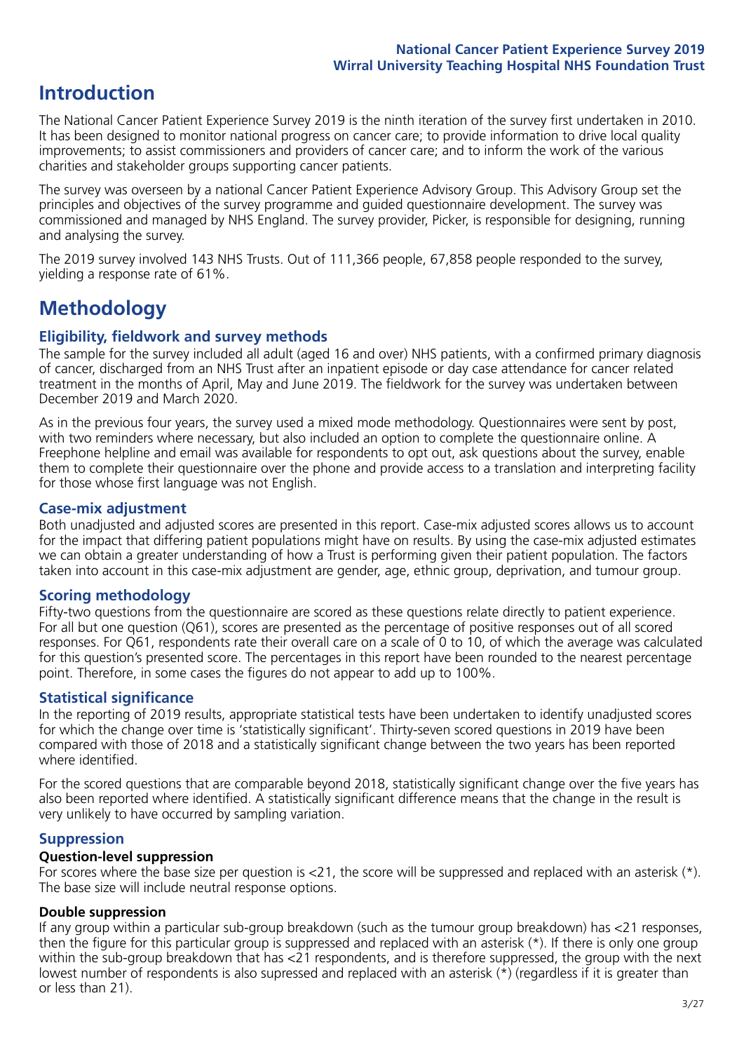# Introduction

The National Cancer Patient Experience Survey 2019 is the ninth iteration of the survey first undertaken in 2010. It has been designed to monitor national progress on cancer care; to provide information to drive local quality improvements; to assist commissioners and providers of cancer care; and to inform the work of the various charities and stakeholder groups supporting cancer patients.

The survey was overseen by a national Cancer Patient Experience Advisory Group. This Advisory Group set the principles and objectives of the survey programme and guided questionnaire development. The survey was commissioned and managed by NHS England. The survey provider, Picker, is responsible for designing, running and analysing the survey.

The 2019 survey involved 143 NHS Trusts. Out of 111,366 people, 67,858 people responded to the survey, yielding a response rate of 61%.

# Methodology

## Eligibility, fieldwork and survey methods

The sample for the survey included all adult (aged 16 and over) NHS patients, with a confirmed primary diagnosis of cancer, discharged from an NHS Trust after an inpatient episode or day case attendance for cancer related treatment in the months of April, May and June 2019. The fieldwork for the survey was undertaken between December 2019 and March 2020.

As in the previous four years, the survey used a mixed mode methodology. Questionnaires were sent by post, with two reminders where necessary, but also included an option to complete the questionnaire online. A Freephone helpline and email was available for respondents to opt out, ask questions about the survey, enable them to complete their questionnaire over the phone and provide access to a translation and interpreting facility for those whose first language was not English.

## Case-mix adjustment

Both unadjusted and adjusted scores are presented in this report. Case-mix adjusted scores allows us to account for the impact that differing patient populations might have on results. By using the case-mix adjusted estimates we can obtain a greater understanding of how a Trust is performing given their patient population. The factors taken into account in this case-mix adjustment are gender, age, ethnic group, deprivation, and tumour group.

## Scoring methodology

Fifty-two questions from the questionnaire are scored as these questions relate directly to patient experience. For all but one question (Q61), scores are presented as the percentage of positive responses out of all scored responses. For Q61, respondents rate their overall care on a scale of 0 to 10, of which the average was calculated for this question's presented score. The percentages in this report have been rounded to the nearest percentage point. Therefore, in some cases the figures do not appear to add up to 100%.

## Statistical significance

In the reporting of 2019 results, appropriate statistical tests have been undertaken to identify unadjusted scores for which the change over time is 'statistically significant'. Thirty-seven scored questions in 2019 have been compared with those of 2018 and a statistically significant change between the two years has been reported where identified.

For the scored questions that are comparable beyond 2018, statistically significant change over the five years has also been reported where identified. A statistically significant difference means that the change in the result is very unlikely to have occurred by sampling variation.

## Suppression

### Question-level suppression

For scores where the base size per question is <21, the score will be suppressed and replaced with an asterisk (*). The base size will include neutral response options.

### Double suppression

If any group within a particular sub-group breakdown (such as the tumour group breakdown) has <21 responses, then the figure for this particular group is suppressed and replaced with an asterisk (*). If there is only one group within the sub-group breakdown that has <21 respondents, and is therefore suppressed, the group with the next lowest number of respondents is also supressed and replaced with an asterisk (*) (regardless if it is greater than or less than 21).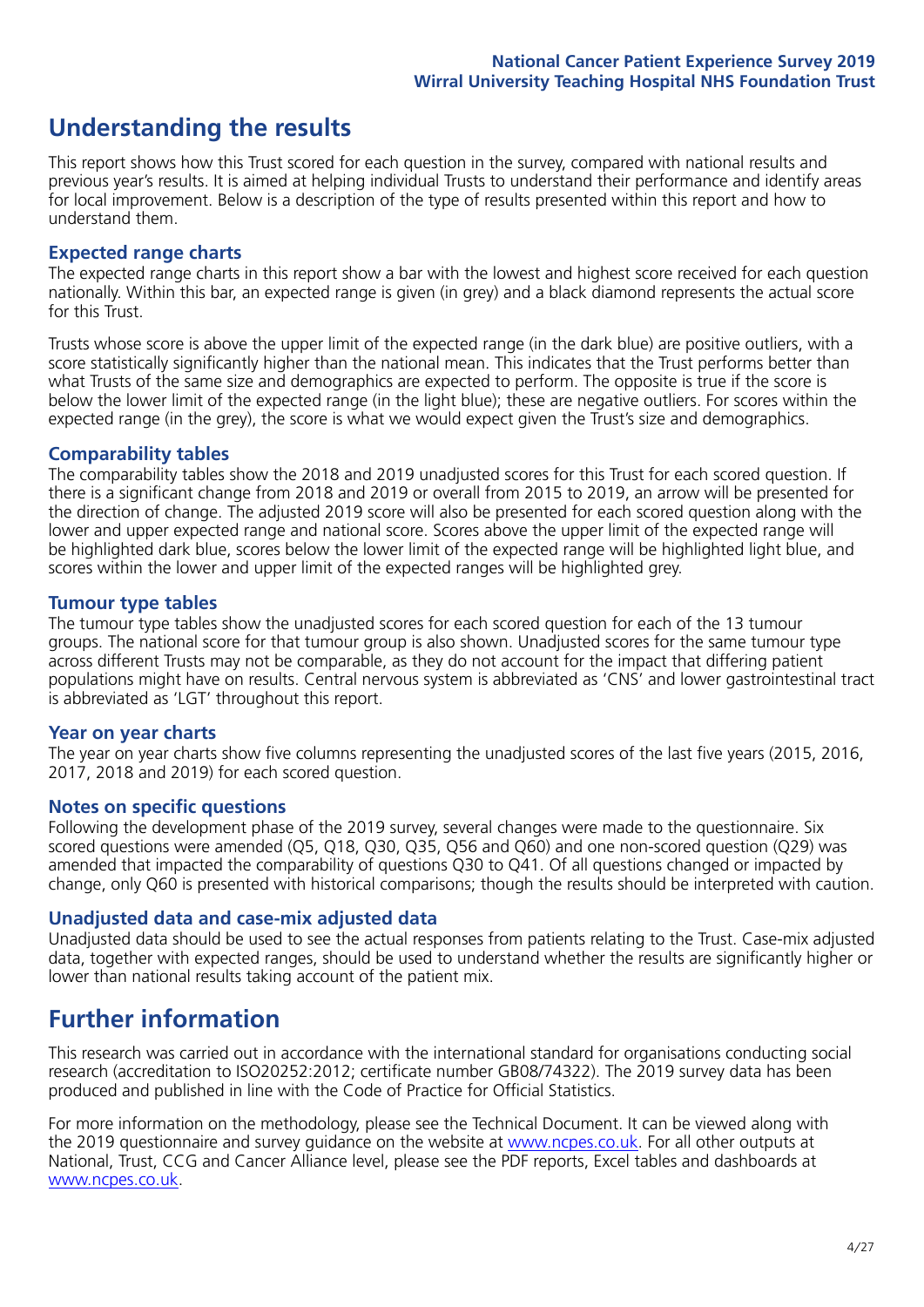# Understanding the results

This report shows how this Trust scored for each question in the survey, compared with national results and previous year's results. It is aimed at helping individual Trusts to understand their performance and identify areas for local improvement. Below is a description of the type of results presented within this report and how to understand them.

## Expected range charts

The expected range charts in this report show a bar with the lowest and highest score received for each question nationally. Within this bar, an expected range is given (in grey) and a black diamond represents the actual score for this Trust.

Trusts whose score is above the upper limit of the expected range (in the dark blue) are positive outliers, with a score statistically significantly higher than the national mean. This indicates that the Trust performs better than what Trusts of the same size and demographics are expected to perform. The opposite is true if the score is below the lower limit of the expected range (in the light blue); these are negative outliers. For scores within the expected range (in the grey), the score is what we would expect given the Trust's size and demographics.

## Comparability tables

The comparability tables show the 2018 and 2019 unadjusted scores for this Trust for each scored question. If there is a significant change from 2018 and 2019 or overall from 2015 to 2019, an arrow will be presented for the direction of change. The adjusted 2019 score will also be presented for each scored question along with the lower and upper expected range and national score. Scores above the upper limit of the expected range will be highlighted dark blue, scores below the lower limit of the expected range will be highlighted light blue, and scores within the lower and upper limit of the expected ranges will be highlighted grey.

## Tumour type tables

The tumour type tables show the unadjusted scores for each scored question for each of the 13 tumour groups. The national score for that tumour group is also shown. Unadjusted scores for the same tumour type across different Trusts may not be comparable, as they do not account for the impact that differing patient populations might have on results. Central nervous system is abbreviated as 'CNS' and lower gastrointestinal tract is abbreviated as 'LGT' throughout this report.

## Year on year charts

The year on year charts show five columns representing the unadjusted scores of the last five years (2015, 2016, 2017, 2018 and 2019) for each scored question.

## Notes on specific questions

Following the development phase of the 2019 survey, several changes were made to the questionnaire. Six scored questions were amended (Q5, Q18, Q30, Q35, Q56 and Q60) and one non-scored question (Q29) was amended that impacted the comparability of questions Q30 to Q41. Of all questions changed or impacted by change, only Q60 is presented with historical comparisons; though the results should be interpreted with caution.

## Unadjusted data and case-mix adjusted data

Unadjusted data should be used to see the actual responses from patients relating to the Trust. Case-mix adjusted data, together with expected ranges, should be used to understand whether the results are significantly higher or lower than national results taking account of the patient mix.

# Further information

This research was carried out in accordance with the international standard for organisations conducting social research (accreditation to ISO20252:2012; certificate number GB08/74322). The 2019 survey data has been produced and published in line with the Code of Practice for Official Statistics.

For more information on the methodology, please see the Technical Document. It can be viewed along with the 2019 questionnaire and survey guidance on the website at www.ncpes.co.uk. For all other outputs at National, Trust, CCG and Cancer Alliance level, please see the PDF reports, Excel tables and dashboards at www.ncpes.co.uk.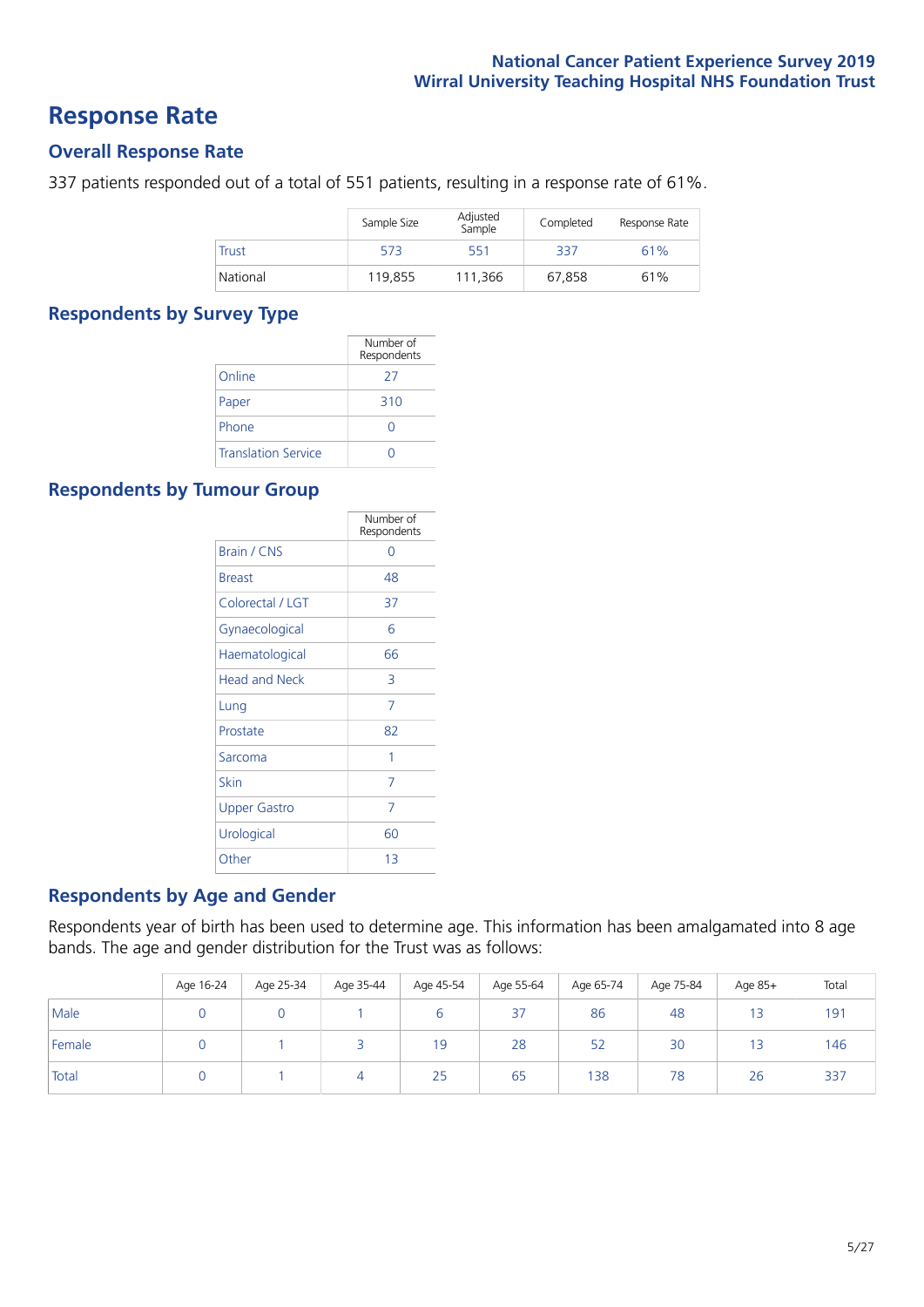# Response Rate

## Overall Response Rate

337 patients responded out of a total of 551 patients, resulting in a response rate of 61%.

| | Sample Size | Adjusted Sample | Completed | Response Rate |
|---|---|---|---|---|
| Trust | 573 | 551 | 337 | 61% |
| National | 119,855 | 111,366 | 67,858 | 61% |

## Respondents by Survey Type

| | Number of Respondents |
|---|---|
| Online | 27 |
| Paper | 310 |
| Phone | 0 |
| Translation Service | 0 |

## Respondents by Tumour Group

| | Number of Respondents |
|---|---|
| Brain / CNS | 0 |
| Breast | 48 |
| Colorectal / LGT | 37 |
| Gynaecological | 6 |
| Haematological | 66 |
| Head and Neck | 3 |
| Lung | 7 |
| Prostate | 82 |
| Sarcoma | 1 |
| Skin | 7 |
| Upper Gastro | 7 |
| Urological | 60 |
| Other | 13 |

## Respondents by Age and Gender

Respondents year of birth has been used to determine age. This information has been amalgamated into 8 age bands. The age and gender distribution for the Trust was as follows:

| | Age 16-24 | Age 25-34 | Age 35-44 | Age 45-54 | Age 55-64 | Age 65-74 | Age 75-84 | Age 85+ | Total |
|---|---|---|---|---|---|---|---|---|---|
| Male | 0 | 0 | 1 | 6 | 37 | 86 | 48 | 13 | 191 |
| Female | 0 | 1 | 3 | 19 | 28 | 52 | 30 | 13 | 146 |
| Total | 0 | 1 | 4 | 25 | 65 | 138 | 78 | 26 | 337 |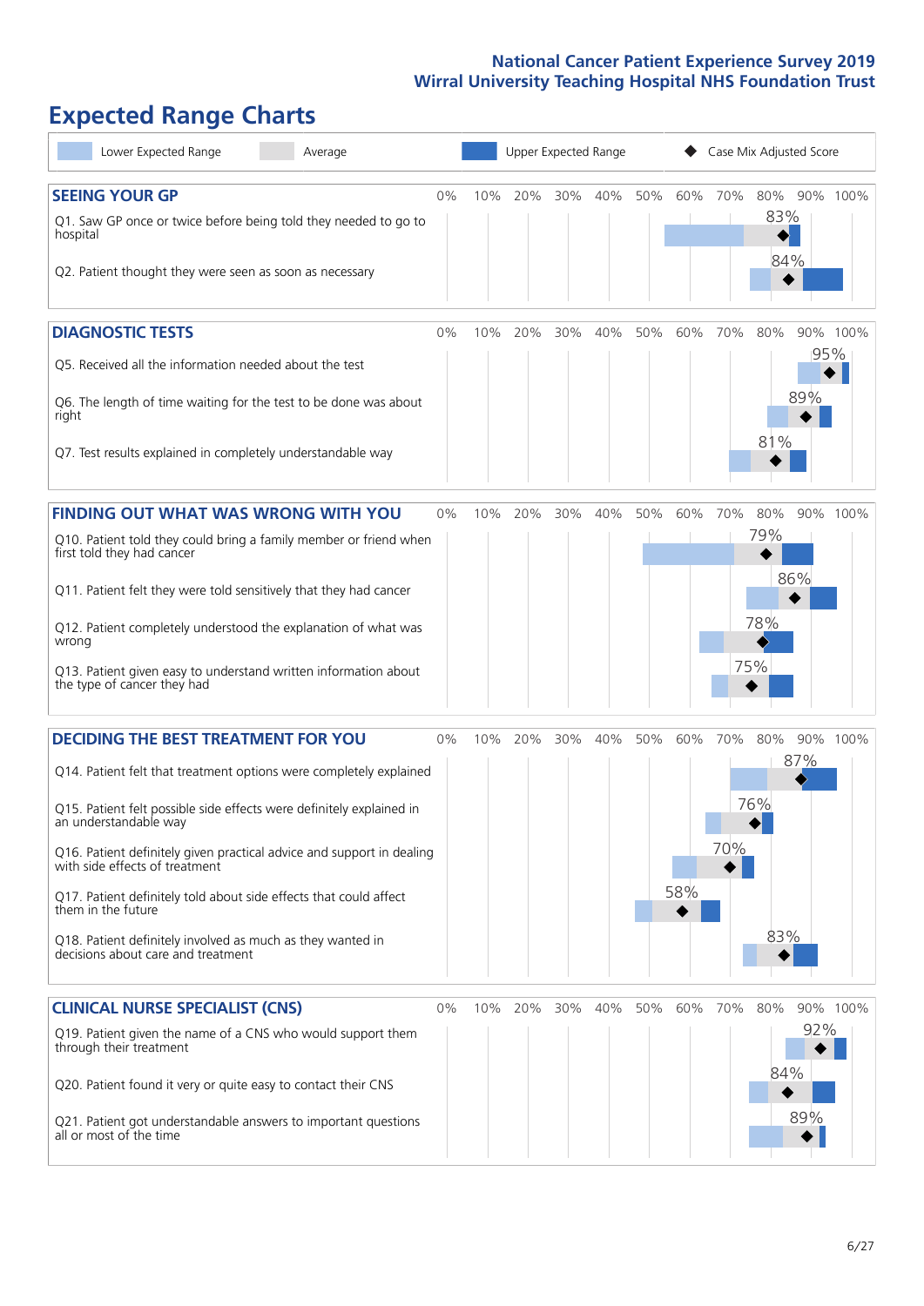# Expected Range Charts

Legend: Lower Expected Range | Average | Upper Expected Range | ◆ Case Mix Adjusted Score

## SEEING YOUR GP

| Question | Case Mix Adjusted Score |
|---|---|
| Q1. Saw GP once or twice before being told they needed to go to hospital | 83% |
| Q2. Patient thought they were seen as soon as necessary | 84% |

## DIAGNOSTIC TESTS

| Question | Case Mix Adjusted Score |
|---|---|
| Q5. Received all the information needed about the test | 95% |
| Q6. The length of time waiting for the test to be done was about right | 89% |
| Q7. Test results explained in completely understandable way | 81% |

## FINDING OUT WHAT WAS WRONG WITH YOU

| Question | Case Mix Adjusted Score |
|---|---|
| Q10. Patient told they could bring a family member or friend when first told they had cancer | 79% |
| Q11. Patient felt they were told sensitively that they had cancer | 86% |
| Q12. Patient completely understood the explanation of what was wrong | 78% |
| Q13. Patient given easy to understand written information about the type of cancer they had | 75% |

## DECIDING THE BEST TREATMENT FOR YOU

| Question | Case Mix Adjusted Score |
|---|---|
| Q14. Patient felt that treatment options were completely explained | 87% |
| Q15. Patient felt possible side effects were definitely explained in an understandable way | 76% |
| Q16. Patient definitely given practical advice and support in dealing with side effects of treatment | 70% |
| Q17. Patient definitely told about side effects that could affect them in the future | 58% |
| Q18. Patient definitely involved as much as they wanted in decisions about care and treatment | 83% |

## CLINICAL NURSE SPECIALIST (CNS)

| Question | Case Mix Adjusted Score |
|---|---|
| Q19. Patient given the name of a CNS who would support them through their treatment | 92% |
| Q20. Patient found it very or quite easy to contact their CNS | 84% |
| Q21. Patient got understandable answers to important questions all or most of the time | 89% |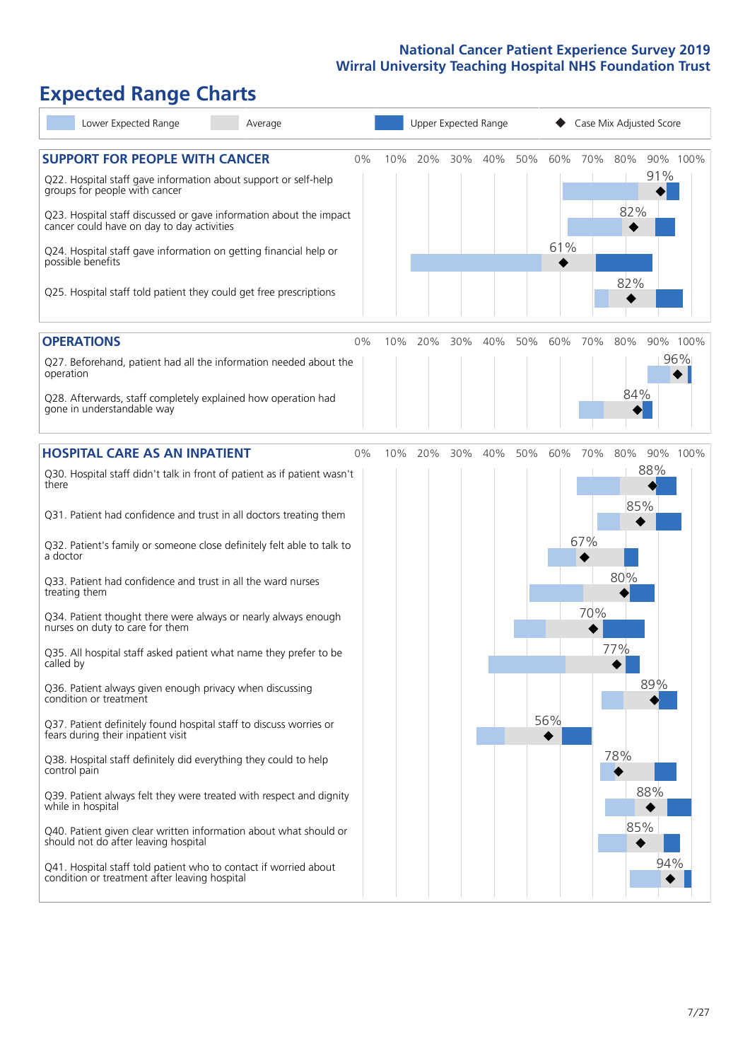# Expected Range Charts

Lower Expected Range | Average | Upper Expected Range | ◆ Case Mix Adjusted Score

## SUPPORT FOR PEOPLE WITH CANCER

| Question | Case Mix Adjusted Score |
|---|---|
| Q22. Hospital staff gave information about support or self-help groups for people with cancer | 91% |
| Q23. Hospital staff discussed or gave information about the impact cancer could have on day to day activities | 82% |
| Q24. Hospital staff gave information on getting financial help or possible benefits | 61% |
| Q25. Hospital staff told patient they could get free prescriptions | 82% |

## OPERATIONS

| Question | Case Mix Adjusted Score |
|---|---|
| Q27. Beforehand, patient had all the information needed about the operation | 96% |
| Q28. Afterwards, staff completely explained how operation had gone in understandable way | 84% |

## HOSPITAL CARE AS AN INPATIENT

| Question | Case Mix Adjusted Score |
|---|---|
| Q30. Hospital staff didn't talk in front of patient as if patient wasn't there | 88% |
| Q31. Patient had confidence and trust in all doctors treating them | 85% |
| Q32. Patient's family or someone close definitely felt able to talk to a doctor | 67% |
| Q33. Patient had confidence and trust in all the ward nurses treating them | 80% |
| Q34. Patient thought there were always or nearly always enough nurses on duty to care for them | 70% |
| Q35. All hospital staff asked patient what name they prefer to be called by | 77% |
| Q36. Patient always given enough privacy when discussing condition or treatment | 89% |
| Q37. Patient definitely found hospital staff to discuss worries or fears during their inpatient visit | 56% |
| Q38. Hospital staff definitely did everything they could to help control pain | 78% |
| Q39. Patient always felt they were treated with respect and dignity while in hospital | 88% |
| Q40. Patient given clear written information about what should or should not do after leaving hospital | 85% |
| Q41. Hospital staff told patient who to contact if worried about condition or treatment after leaving hospital | 94% |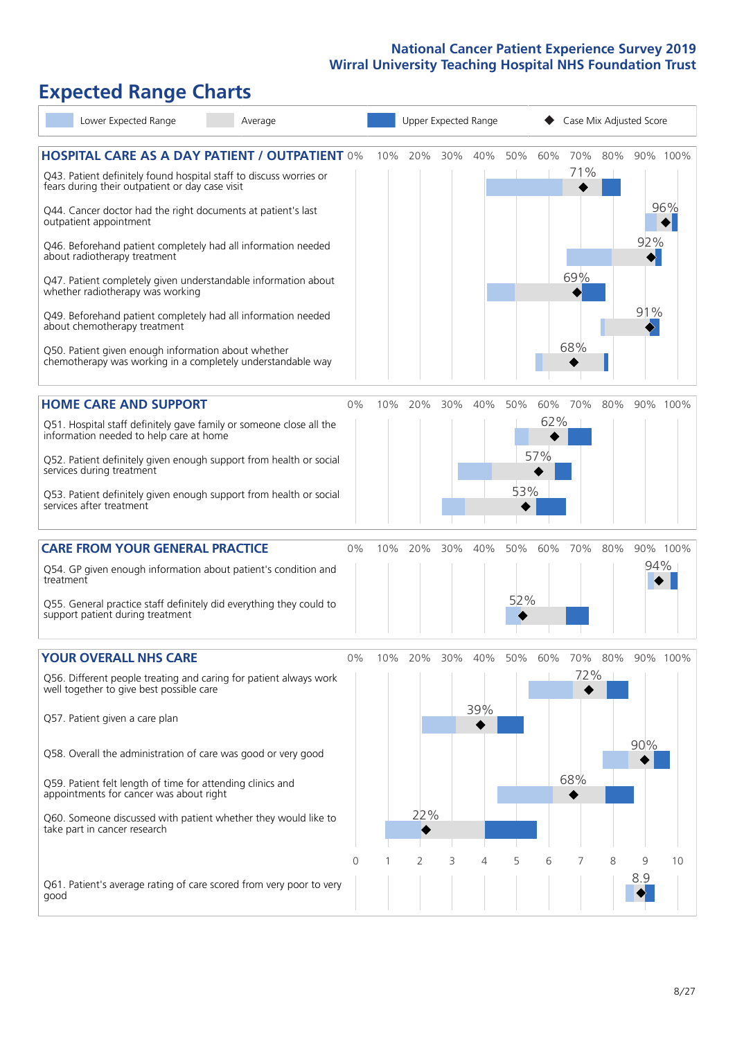# Expected Range Charts

Legend: Lower Expected Range | Average | Upper Expected Range | ◆ Case Mix Adjusted Score

## HOSPITAL CARE AS A DAY PATIENT / OUTPATIENT

| Question | Case Mix Adjusted Score |
|---|---|
| Q43. Patient definitely found hospital staff to discuss worries or fears during their outpatient or day case visit | 71% |
| Q44. Cancer doctor had the right documents at patient's last outpatient appointment | 96% |
| Q46. Beforehand patient completely had all information needed about radiotherapy treatment | 92% |
| Q47. Patient completely given understandable information about whether radiotherapy was working | 69% |
| Q49. Beforehand patient completely had all information needed about chemotherapy treatment | 91% |
| Q50. Patient given enough information about whether chemotherapy was working in a completely understandable way | 68% |

## HOME CARE AND SUPPORT

| Question | Case Mix Adjusted Score |
|---|---|
| Q51. Hospital staff definitely gave family or someone close all the information needed to help care at home | 62% |
| Q52. Patient definitely given enough support from health or social services during treatment | 57% |
| Q53. Patient definitely given enough support from health or social services after treatment | 53% |

## CARE FROM YOUR GENERAL PRACTICE

| Question | Case Mix Adjusted Score |
|---|---|
| Q54. GP given enough information about patient's condition and treatment | 94% |
| Q55. General practice staff definitely did everything they could to support patient during treatment | 52% |

## YOUR OVERALL NHS CARE

| Question | Case Mix Adjusted Score |
|---|---|
| Q56. Different people treating and caring for patient always work well together to give best possible care | 72% |
| Q57. Patient given a care plan | 39% |
| Q58. Overall the administration of care was good or very good | 90% |
| Q59. Patient felt length of time for attending clinics and appointments for cancer was about right | 68% |
| Q60. Someone discussed with patient whether they would like to take part in cancer research | 22% |
| Q61. Patient's average rating of care scored from very poor to very good (scale 0–10) | 8.9 |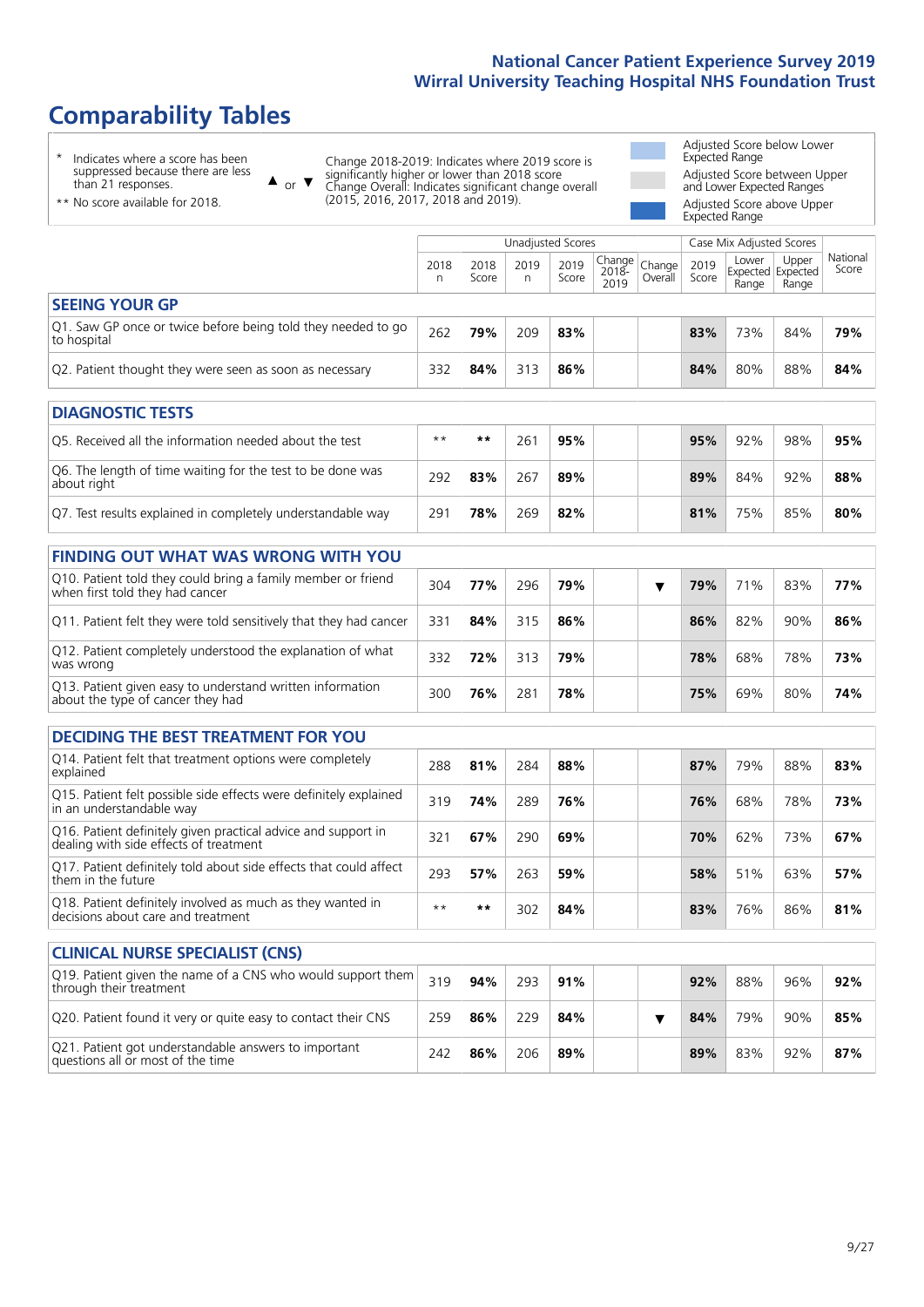# Comparability Tables

\* Indicates where a score has been suppressed because there are less than 21 responses.

\*\* No score available for 2018.

▲ or ▼ Change 2018-2019: Indicates where 2019 score is significantly higher or lower than 2018 score. Change Overall: Indicates significant change overall (2015, 2016, 2017, 2018 and 2019).

Adjusted Score below Lower Expected Range

Adjusted Score between Upper and Lower Expected Ranges

Adjusted Score above Upper Expected Range

| | Unadjusted Scores | | | | | | Case Mix Adjusted Scores | | | |
|---|---|---|---|---|---|---|---|---|---|---|
| | 2018 n | 2018 Score | 2019 n | 2019 Score | Change 2018-2019 | Change Overall | 2019 Score | Lower Expected Range | Upper Expected Range | National Score |
| **SEEING YOUR GP** | | | | | | | | | | |
| Q1. Saw GP once or twice before being told they needed to go to hospital | 262 | **79%** | 209 | **83%** | | | **83%** | 73% | 84% | **79%** |
| Q2. Patient thought they were seen as soon as necessary | 332 | **84%** | 313 | **86%** | | | **84%** | 80% | 88% | **84%** |
| **DIAGNOSTIC TESTS** | | | | | | | | | | |
| Q5. Received all the information needed about the test | ** | ** | 261 | **95%** | | | **95%** | 92% | 98% | **95%** |
| Q6. The length of time waiting for the test to be done was about right | 292 | **83%** | 267 | **89%** | | | **89%** | 84% | 92% | **88%** |
| Q7. Test results explained in completely understandable way | 291 | **78%** | 269 | **82%** | | | **81%** | 75% | 85% | **80%** |
| **FINDING OUT WHAT WAS WRONG WITH YOU** | | | | | | | | | | |
| Q10. Patient told they could bring a family member or friend when first told they had cancer | 304 | **77%** | 296 | **79%** | | ▼ | **79%** | 71% | 83% | **77%** |
| Q11. Patient felt they were told sensitively that they had cancer | 331 | **84%** | 315 | **86%** | | | **86%** | 82% | 90% | **86%** |
| Q12. Patient completely understood the explanation of what was wrong | 332 | **72%** | 313 | **79%** | | | **78%** | 68% | 78% | **73%** |
| Q13. Patient given easy to understand written information about the type of cancer they had | 300 | **76%** | 281 | **78%** | | | **75%** | 69% | 80% | **74%** |
| **DECIDING THE BEST TREATMENT FOR YOU** | | | | | | | | | | |
| Q14. Patient felt that treatment options were completely explained | 288 | **81%** | 284 | **88%** | | | **87%** | 79% | 88% | **83%** |
| Q15. Patient felt possible side effects were definitely explained in an understandable way | 319 | **74%** | 289 | **76%** | | | **76%** | 68% | 78% | **73%** |
| Q16. Patient definitely given practical advice and support in dealing with side effects of treatment | 321 | **67%** | 290 | **69%** | | | **70%** | 62% | 73% | **67%** |
| Q17. Patient definitely told about side effects that could affect them in the future | 293 | **57%** | 263 | **59%** | | | **58%** | 51% | 63% | **57%** |
| Q18. Patient definitely involved as much as they wanted in decisions about care and treatment | ** | ** | 302 | **84%** | | | **83%** | 76% | 86% | **81%** |
| **CLINICAL NURSE SPECIALIST (CNS)** | | | | | | | | | | |
| Q19. Patient given the name of a CNS who would support them through their treatment | 319 | **94%** | 293 | **91%** | | | **92%** | 88% | 96% | **92%** |
| Q20. Patient found it very or quite easy to contact their CNS | 259 | **86%** | 229 | **84%** | | ▼ | **84%** | 79% | 90% | **85%** |
| Q21. Patient got understandable answers to important questions all or most of the time | 242 | **86%** | 206 | **89%** | | | **89%** | 83% | 92% | **87%** |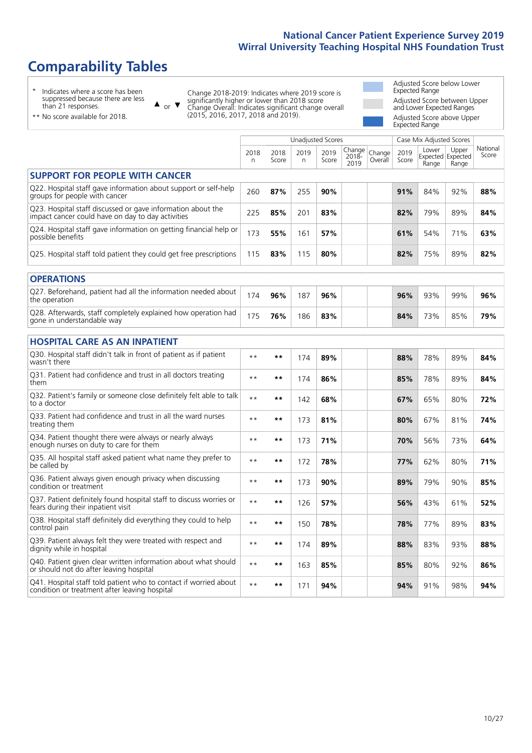## Comparability Tables

\* Indicates where a score has been suppressed because there are less than 21 responses.

\*\* No score available for 2018.

▲ or ▼ Change 2018-2019: Indicates where 2019 score is significantly higher or lower than 2018 score. Change Overall: Indicates significant change overall (2015, 2016, 2017, 2018 and 2019).

Adjusted Score below Lower Expected Range

Adjusted Score between Upper and Lower Expected Ranges

Adjusted Score above Upper Expected Range

| | Unadjusted Scores | | | | | | Case Mix Adjusted Scores | | | |
|---|---|---|---|---|---|---|---|---|---|---|
| | 2018 n | 2018 Score | 2019 n | 2019 Score | Change 2018-2019 | Change Overall | 2019 Score | Lower Expected Range | Upper Expected Range | National Score |
| **SUPPORT FOR PEOPLE WITH CANCER** | | | | | | | | | | |
| Q22. Hospital staff gave information about support or self-help groups for people with cancer | 260 | **87%** | 255 | **90%** | | | **91%** | 84% | 92% | **88%** |
| Q23. Hospital staff discussed or gave information about the impact cancer could have on day to day activities | 225 | **85%** | 201 | **83%** | | | **82%** | 79% | 89% | **84%** |
| Q24. Hospital staff gave information on getting financial help or possible benefits | 173 | **55%** | 161 | **57%** | | | **61%** | 54% | 71% | **63%** |
| Q25. Hospital staff told patient they could get free prescriptions | 115 | **83%** | 115 | **80%** | | | **82%** | 75% | 89% | **82%** |
| **OPERATIONS** | | | | | | | | | | |
| Q27. Beforehand, patient had all the information needed about the operation | 174 | **96%** | 187 | **96%** | | | **96%** | 93% | 99% | **96%** |
| Q28. Afterwards, staff completely explained how operation had gone in understandable way | 175 | **76%** | 186 | **83%** | | | **84%** | 73% | 85% | **79%** |
| **HOSPITAL CARE AS AN INPATIENT** | | | | | | | | | | |
| Q30. Hospital staff didn't talk in front of patient as if patient wasn't there | ** | ** | 174 | **89%** | | | **88%** | 78% | 89% | **84%** |
| Q31. Patient had confidence and trust in all doctors treating them | ** | ** | 174 | **86%** | | | **85%** | 78% | 89% | **84%** |
| Q32. Patient's family or someone close definitely felt able to talk to a doctor | ** | ** | 142 | **68%** | | | **67%** | 65% | 80% | **72%** |
| Q33. Patient had confidence and trust in all the ward nurses treating them | ** | ** | 173 | **81%** | | | **80%** | 67% | 81% | **74%** |
| Q34. Patient thought there were always or nearly always enough nurses on duty to care for them | ** | ** | 173 | **71%** | | | **70%** | 56% | 73% | **64%** |
| Q35. All hospital staff asked patient what name they prefer to be called by | ** | ** | 172 | **78%** | | | **77%** | 62% | 80% | **71%** |
| Q36. Patient always given enough privacy when discussing condition or treatment | ** | ** | 173 | **90%** | | | **89%** | 79% | 90% | **85%** |
| Q37. Patient definitely found hospital staff to discuss worries or fears during their inpatient visit | ** | ** | 126 | **57%** | | | **56%** | 43% | 61% | **52%** |
| Q38. Hospital staff definitely did everything they could to help control pain | ** | ** | 150 | **78%** | | | **78%** | 77% | 89% | **83%** |
| Q39. Patient always felt they were treated with respect and dignity while in hospital | ** | ** | 174 | **89%** | | | **88%** | 83% | 93% | **88%** |
| Q40. Patient given clear written information about what should or should not do after leaving hospital | ** | ** | 163 | **85%** | | | **85%** | 80% | 92% | **86%** |
| Q41. Hospital staff told patient who to contact if worried about condition or treatment after leaving hospital | ** | ** | 171 | **94%** | | | **94%** | 91% | 98% | **94%** |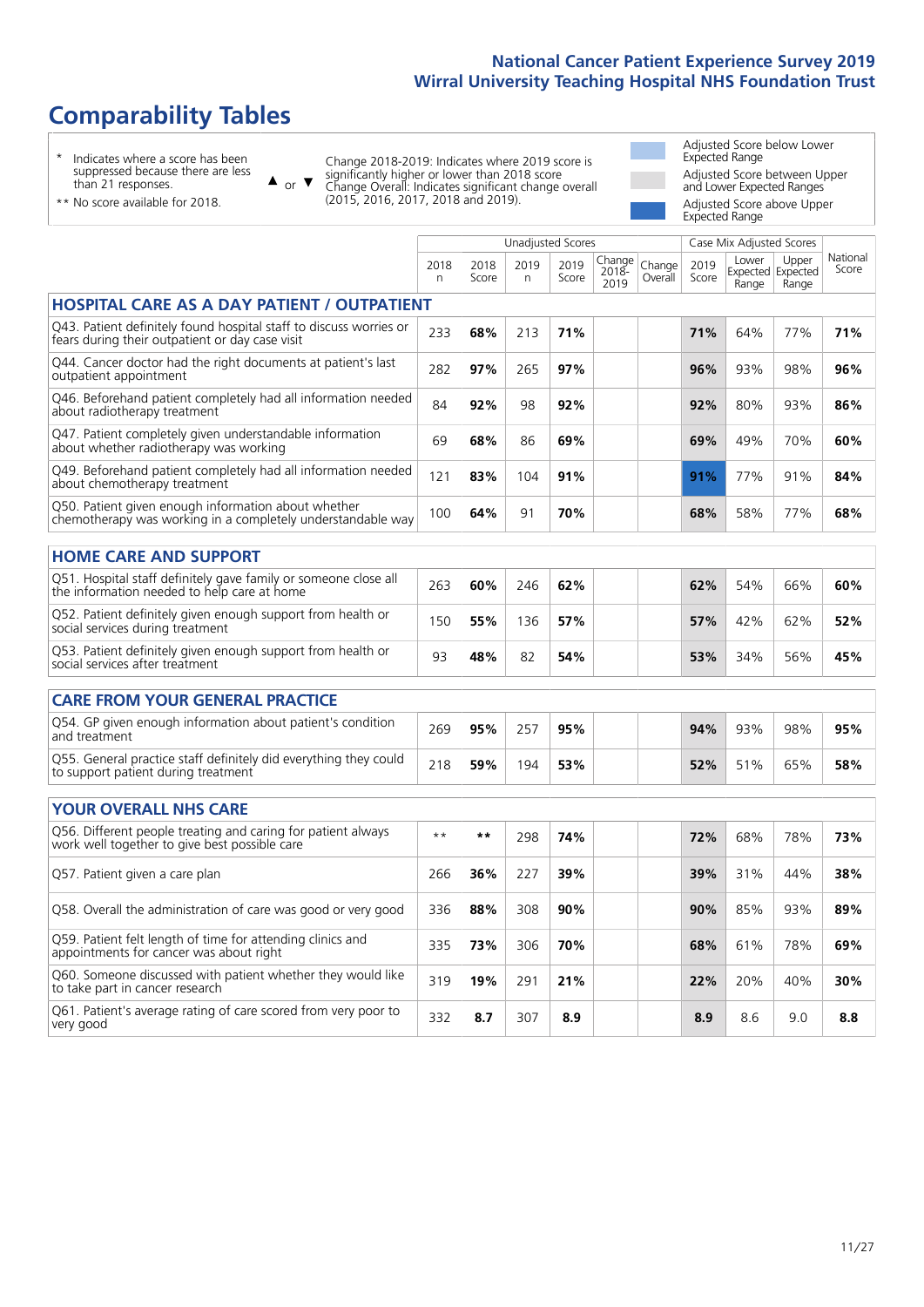# Comparability Tables

\* Indicates where a score has been suppressed because there are less than 21 responses.

\*\* No score available for 2018.

▲ or ▼ Change 2018-2019: Indicates where 2019 score is significantly higher or lower than 2018 score. Change Overall: Indicates significant change overall (2015, 2016, 2017, 2018 and 2019).

Adjusted Score below Lower Expected Range

Adjusted Score between Upper and Lower Expected Ranges

Adjusted Score above Upper Expected Range

| | Unadjusted Scores | | | | | | Case Mix Adjusted Scores | | | |
|---|---|---|---|---|---|---|---|---|---|---|
| | 2018 n | 2018 Score | 2019 n | 2019 Score | Change 2018-2019 | Change Overall | 2019 Score | Lower Expected Range | Upper Expected Range | National Score |
| **HOSPITAL CARE AS A DAY PATIENT / OUTPATIENT** | | | | | | | | | | |
| Q43. Patient definitely found hospital staff to discuss worries or fears during their outpatient or day case visit | 233 | **68%** | 213 | **71%** | | | **71%** | 64% | 77% | **71%** |
| Q44. Cancer doctor had the right documents at patient's last outpatient appointment | 282 | **97%** | 265 | **97%** | | | **96%** | 93% | 98% | **96%** |
| Q46. Beforehand patient completely had all information needed about radiotherapy treatment | 84 | **92%** | 98 | **92%** | | | **92%** | 80% | 93% | **86%** |
| Q47. Patient completely given understandable information about whether radiotherapy was working | 69 | **68%** | 86 | **69%** | | | **69%** | 49% | 70% | **60%** |
| Q49. Beforehand patient completely had all information needed about chemotherapy treatment | 121 | **83%** | 104 | **91%** | | | **91%** | 77% | 91% | **84%** |
| Q50. Patient given enough information about whether chemotherapy was working in a completely understandable way | 100 | **64%** | 91 | **70%** | | | **68%** | 58% | 77% | **68%** |
| **HOME CARE AND SUPPORT** | | | | | | | | | | |
| Q51. Hospital staff definitely gave family or someone close all the information needed to help care at home | 263 | **60%** | 246 | **62%** | | | **62%** | 54% | 66% | **60%** |
| Q52. Patient definitely given enough support from health or social services during treatment | 150 | **55%** | 136 | **57%** | | | **57%** | 42% | 62% | **52%** |
| Q53. Patient definitely given enough support from health or social services after treatment | 93 | **48%** | 82 | **54%** | | | **53%** | 34% | 56% | **45%** |
| **CARE FROM YOUR GENERAL PRACTICE** | | | | | | | | | | |
| Q54. GP given enough information about patient's condition and treatment | 269 | **95%** | 257 | **95%** | | | **94%** | 93% | 98% | **95%** |
| Q55. General practice staff definitely did everything they could to support patient during treatment | 218 | **59%** | 194 | **53%** | | | **52%** | 51% | 65% | **58%** |
| **YOUR OVERALL NHS CARE** | | | | | | | | | | |
| Q56. Different people treating and caring for patient always work well together to give best possible care | ** | ** | 298 | **74%** | | | **72%** | 68% | 78% | **73%** |
| Q57. Patient given a care plan | 266 | **36%** | 227 | **39%** | | | **39%** | 31% | 44% | **38%** |
| Q58. Overall the administration of care was good or very good | 336 | **88%** | 308 | **90%** | | | **90%** | 85% | 93% | **89%** |
| Q59. Patient felt length of time for attending clinics and appointments for cancer was about right | 335 | **73%** | 306 | **70%** | | | **68%** | 61% | 78% | **69%** |
| Q60. Someone discussed with patient whether they would like to take part in cancer research | 319 | **19%** | 291 | **21%** | | | **22%** | 20% | 40% | **30%** |
| Q61. Patient's average rating of care scored from very poor to very good | 332 | **8.7** | 307 | **8.9** | | | **8.9** | 8.6 | 9.0 | **8.8** |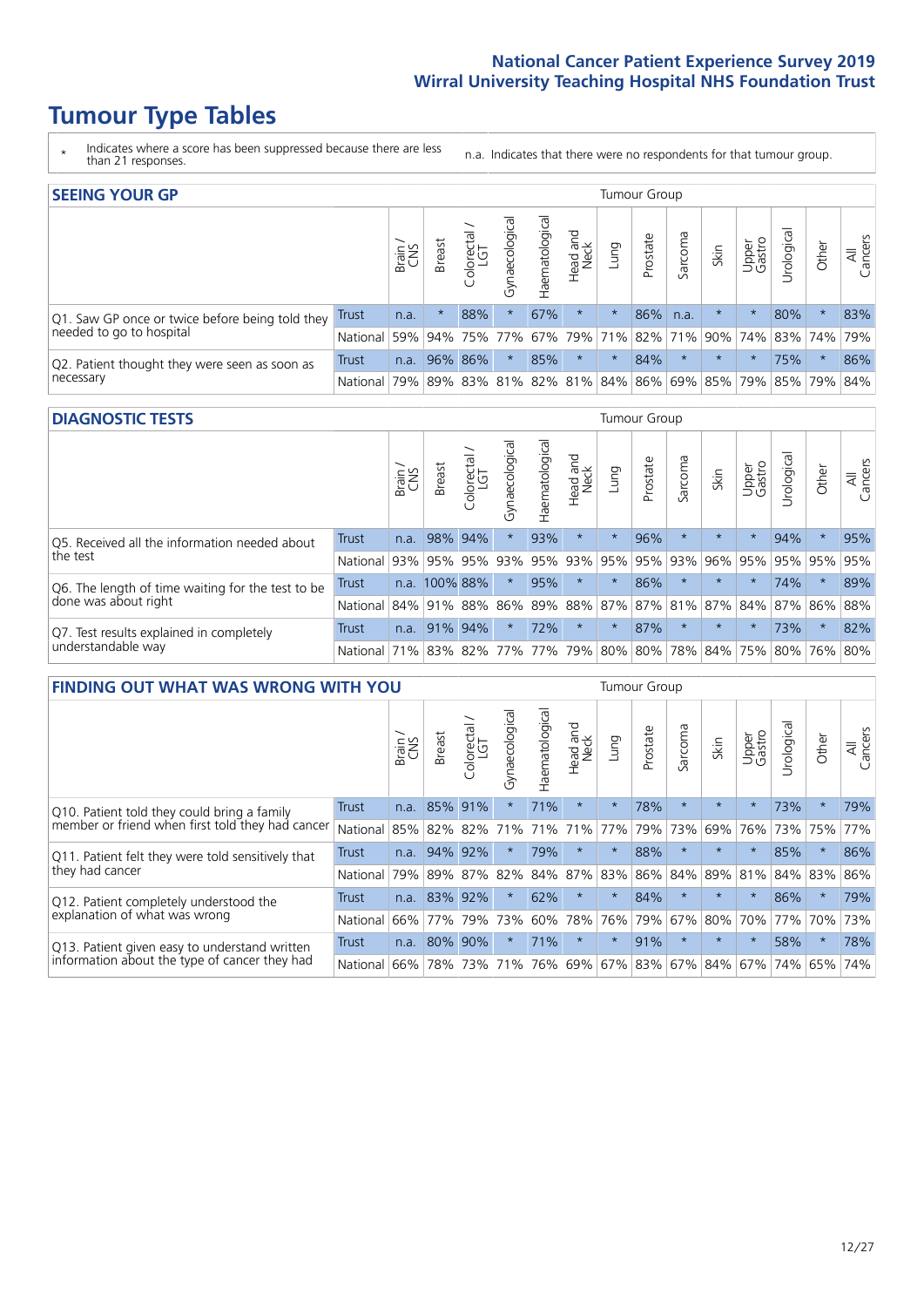# Tumour Type Tables

\* Indicates where a score has been suppressed because there are less than 21 responses.

n.a. Indicates that there were no respondents for that tumour group.

## SEEING YOUR GP

| | | Brain / CNS | Breast | Colorectal / LGT | Gynaecological | Haematological | Head and Neck | Lung | Prostate | Sarcoma | Skin | Upper Gastro | Urological | Other | All Cancers |
|---|---|---|---|---|---|---|---|---|---|---|---|---|---|---|---|
| Q1. Saw GP once or twice before being told they needed to go to hospital | Trust | n.a. | * | 88% | * | 67% | * | * | 86% | n.a. | * | * | 80% | * | 83% |
| | National | 59% | 94% | 75% | 77% | 67% | 79% | 71% | 82% | 71% | 90% | 74% | 83% | 74% | 79% |
| Q2. Patient thought they were seen as soon as necessary | Trust | n.a. | 96% | 86% | * | 85% | * | * | 84% | * | * | * | 75% | * | 86% |
| | National | 79% | 89% | 83% | 81% | 82% | 81% | 84% | 86% | 69% | 85% | 79% | 85% | 79% | 84% |

## DIAGNOSTIC TESTS

| | | Brain / CNS | Breast | Colorectal / LGT | Gynaecological | Haematological | Head and Neck | Lung | Prostate | Sarcoma | Skin | Upper Gastro | Urological | Other | All Cancers |
|---|---|---|---|---|---|---|---|---|---|---|---|---|---|---|---|
| Q5. Received all the information needed about the test | Trust | n.a. | 98% | 94% | * | 93% | * | * | 96% | * | * | * | 94% | * | 95% |
| | National | 93% | 95% | 95% | 93% | 95% | 93% | 95% | 95% | 93% | 96% | 95% | 95% | 95% | 95% |
| Q6. The length of time waiting for the test to be done was about right | Trust | n.a. | 100% | 88% | * | 95% | * | * | 86% | * | * | * | 74% | * | 89% |
| | National | 84% | 91% | 88% | 86% | 89% | 88% | 87% | 87% | 81% | 87% | 84% | 87% | 86% | 88% |
| Q7. Test results explained in completely understandable way | Trust | n.a. | 91% | 94% | * | 72% | * | * | 87% | * | * | * | 73% | * | 82% |
| | National | 71% | 83% | 82% | 77% | 77% | 79% | 80% | 80% | 78% | 84% | 75% | 80% | 76% | 80% |

## FINDING OUT WHAT WAS WRONG WITH YOU

| | | Brain / CNS | Breast | Colorectal / LGT | Gynaecological | Haematological | Head and Neck | Lung | Prostate | Sarcoma | Skin | Upper Gastro | Urological | Other | All Cancers |
|---|---|---|---|---|---|---|---|---|---|---|---|---|---|---|---|
| Q10. Patient told they could bring a family member or friend when first told they had cancer | Trust | n.a. | 85% | 91% | * | 71% | * | * | 78% | * | * | * | 73% | * | 79% |
| | National | 85% | 82% | 82% | 71% | 71% | 71% | 77% | 79% | 73% | 69% | 76% | 73% | 75% | 77% |
| Q11. Patient felt they were told sensitively that they had cancer | Trust | n.a. | 94% | 92% | * | 79% | * | * | 88% | * | * | * | 85% | * | 86% |
| | National | 79% | 89% | 87% | 82% | 84% | 87% | 83% | 86% | 84% | 89% | 81% | 84% | 83% | 86% |
| Q12. Patient completely understood the explanation of what was wrong | Trust | n.a. | 83% | 92% | * | 62% | * | * | 84% | * | * | * | 86% | * | 79% |
| | National | 66% | 77% | 79% | 73% | 60% | 78% | 76% | 79% | 67% | 80% | 70% | 77% | 70% | 73% |
| Q13. Patient given easy to understand written information about the type of cancer they had | Trust | n.a. | 80% | 90% | * | 71% | * | * | 91% | * | * | * | 58% | * | 78% |
| | National | 66% | 78% | 73% | 71% | 76% | 69% | 67% | 83% | 67% | 84% | 67% | 74% | 65% | 74% |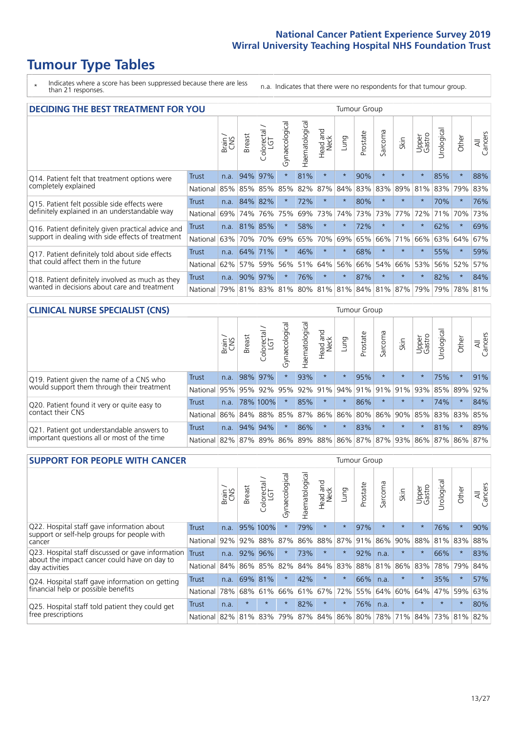# Tumour Type Tables

\* Indicates where a score has been suppressed because there are less than 21 responses.

n.a. Indicates that there were no respondents for that tumour group.

## DECIDING THE BEST TREATMENT FOR YOU

| | | Brain / CNS | Breast | Colorectal / LGT | Gynaecological | Haematological | Head and Neck | Lung | Prostate | Sarcoma | Skin | Upper Gastro | Urological | Other | All Cancers |
|---|---|---|---|---|---|---|---|---|---|---|---|---|---|---|---|
| Q14. Patient felt that treatment options were completely explained | Trust | n.a. | 94% | 97% | * | 81% | * | * | 90% | * | * | * | 85% | * | 88% |
| | National | 85% | 85% | 85% | 85% | 82% | 87% | 84% | 83% | 83% | 89% | 81% | 83% | 79% | 83% |
| Q15. Patient felt possible side effects were definitely explained in an understandable way | Trust | n.a. | 84% | 82% | * | 72% | * | * | 80% | * | * | * | 70% | * | 76% |
| | National | 69% | 74% | 76% | 75% | 69% | 73% | 74% | 73% | 73% | 77% | 72% | 71% | 70% | 73% |
| Q16. Patient definitely given practical advice and support in dealing with side effects of treatment | Trust | n.a. | 81% | 85% | * | 58% | * | * | 72% | * | * | * | 62% | * | 69% |
| | National | 63% | 70% | 70% | 69% | 65% | 70% | 69% | 65% | 66% | 71% | 66% | 63% | 64% | 67% |
| Q17. Patient definitely told about side effects that could affect them in the future | Trust | n.a. | 64% | 71% | * | 46% | * | * | 68% | * | * | * | 55% | * | 59% |
| | National | 62% | 57% | 59% | 56% | 51% | 64% | 56% | 66% | 54% | 66% | 53% | 56% | 52% | 57% |
| Q18. Patient definitely involved as much as they wanted in decisions about care and treatment | Trust | n.a. | 90% | 97% | * | 76% | * | * | 87% | * | * | * | 82% | * | 84% |
| | National | 79% | 81% | 83% | 81% | 80% | 81% | 81% | 84% | 81% | 87% | 79% | 79% | 78% | 81% |

## CLINICAL NURSE SPECIALIST (CNS)

| | | Brain / CNS | Breast | Colorectal / LGT | Gynaecological | Haematological | Head and Neck | Lung | Prostate | Sarcoma | Skin | Upper Gastro | Urological | Other | All Cancers |
|---|---|---|---|---|---|---|---|---|---|---|---|---|---|---|---|
| Q19. Patient given the name of a CNS who would support them through their treatment | Trust | n.a. | 98% | 97% | * | 93% | * | * | 95% | * | * | * | 75% | * | 91% |
| | National | 95% | 95% | 92% | 95% | 92% | 91% | 94% | 91% | 91% | 91% | 93% | 85% | 89% | 92% |
| Q20. Patient found it very or quite easy to contact their CNS | Trust | n.a. | 78% | 100% | * | 85% | * | * | 86% | * | * | * | 74% | * | 84% |
| | National | 86% | 84% | 88% | 85% | 87% | 86% | 86% | 80% | 86% | 90% | 85% | 83% | 83% | 85% |
| Q21. Patient got understandable answers to important questions all or most of the time | Trust | n.a. | 94% | 94% | * | 86% | * | * | 83% | * | * | * | 81% | * | 89% |
| | National | 82% | 87% | 89% | 86% | 89% | 88% | 86% | 87% | 87% | 93% | 86% | 87% | 86% | 87% |

## SUPPORT FOR PEOPLE WITH CANCER

| | | Brain / CNS | Breast | Colorectal / LGT | Gynaecological | Haematological | Head and Neck | Lung | Prostate | Sarcoma | Skin | Upper Gastro | Urological | Other | All Cancers |
|---|---|---|---|---|---|---|---|---|---|---|---|---|---|---|---|
| Q22. Hospital staff gave information about support or self-help groups for people with cancer | Trust | n.a. | 95% | 100% | * | 79% | * | * | 97% | * | * | * | 76% | * | 90% |
| | National | 92% | 92% | 88% | 87% | 86% | 88% | 87% | 91% | 86% | 90% | 88% | 81% | 83% | 88% |
| Q23. Hospital staff discussed or gave information about the impact cancer could have on day to day activities | Trust | n.a. | 92% | 96% | * | 73% | * | * | 92% | n.a. | * | * | 66% | * | 83% |
| | National | 84% | 86% | 85% | 82% | 84% | 84% | 83% | 88% | 81% | 86% | 83% | 78% | 79% | 84% |
| Q24. Hospital staff gave information on getting financial help or possible benefits | Trust | n.a. | 69% | 81% | * | 42% | * | * | 66% | n.a. | * | * | 35% | * | 57% |
| | National | 78% | 68% | 61% | 66% | 61% | 67% | 72% | 55% | 64% | 60% | 64% | 47% | 59% | 63% |
| Q25. Hospital staff told patient they could get free prescriptions | Trust | n.a. | * | * | * | 82% | * | * | 76% | n.a. | * | * | * | * | 80% |
| | National | 82% | 81% | 83% | 79% | 87% | 84% | 86% | 80% | 78% | 71% | 84% | 73% | 81% | 82% |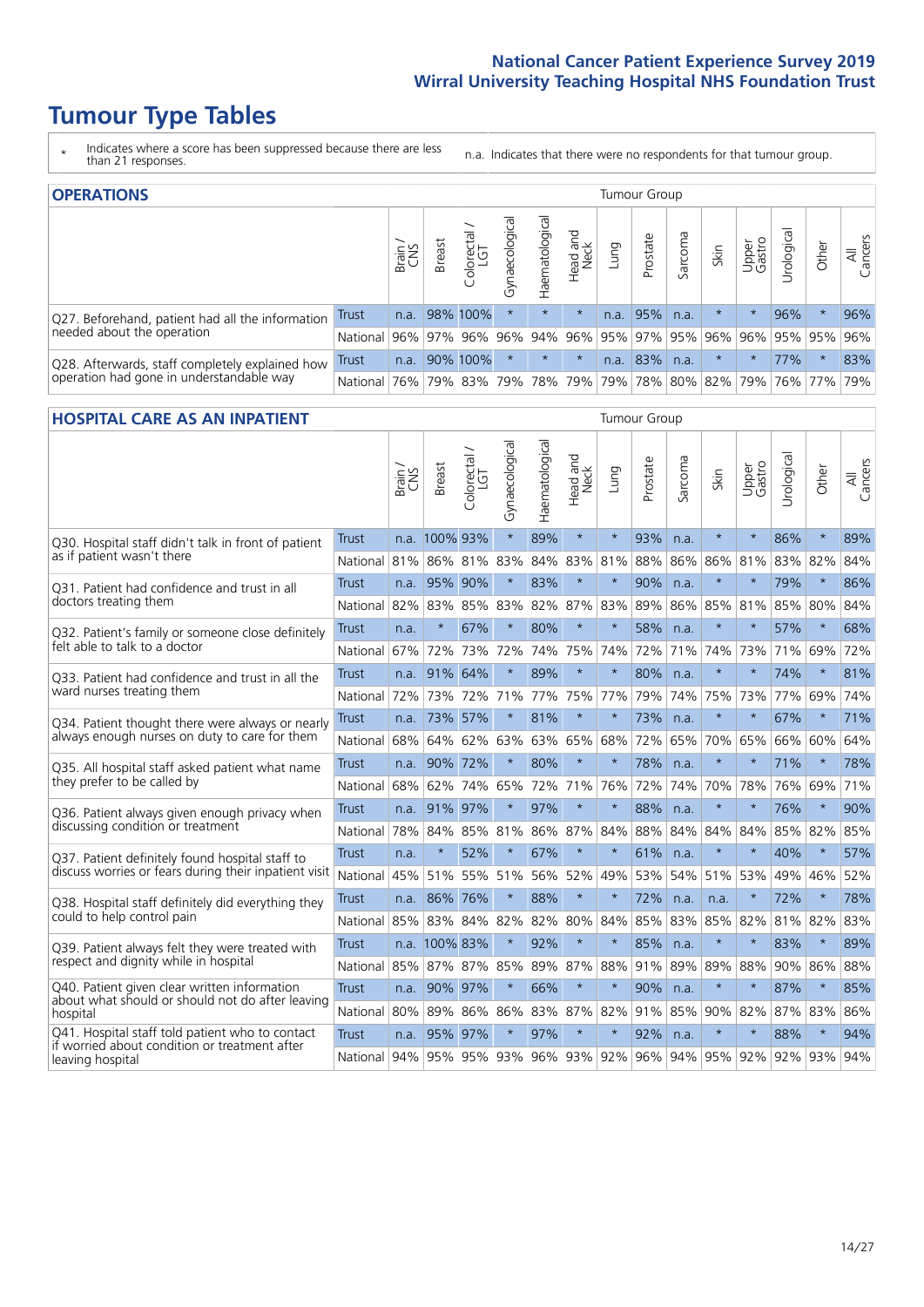# Tumour Type Tables

\* Indicates where a score has been suppressed because there are less than 21 responses.

n.a. Indicates that there were no respondents for that tumour group.

## OPERATIONS

| | | Brain / CNS | Breast | Colorectal / LGT | Gynaecological | Haematological | Head and Neck | Lung | Prostate | Sarcoma | Skin | Upper Gastro | Urological | Other | All Cancers |
|---|---|---|---|---|---|---|---|---|---|---|---|---|---|---|---|
| Q27. Beforehand, patient had all the information needed about the operation | Trust | n.a. | 98% | 100% | * | * | * | n.a. | 95% | n.a. | * | * | 96% | * | 96% |
| | National | 96% | 97% | 96% | 96% | 94% | 96% | 95% | 97% | 95% | 96% | 96% | 95% | 95% | 96% |
| Q28. Afterwards, staff completely explained how operation had gone in understandable way | Trust | n.a. | 90% | 100% | * | * | * | n.a. | 83% | n.a. | * | * | 77% | * | 83% |
| | National | 76% | 79% | 83% | 79% | 78% | 79% | 79% | 78% | 80% | 82% | 79% | 76% | 77% | 79% |

## HOSPITAL CARE AS AN INPATIENT

| | | Brain / CNS | Breast | Colorectal / LGT | Gynaecological | Haematological | Head and Neck | Lung | Prostate | Sarcoma | Skin | Upper Gastro | Urological | Other | All Cancers |
|---|---|---|---|---|---|---|---|---|---|---|---|---|---|---|---|
| Q30. Hospital staff didn't talk in front of patient as if patient wasn't there | Trust | n.a. | 100% | 93% | * | 89% | * | * | 93% | n.a. | * | * | 86% | * | 89% |
| | National | 81% | 86% | 81% | 83% | 84% | 83% | 81% | 88% | 86% | 86% | 81% | 83% | 82% | 84% |
| Q31. Patient had confidence and trust in all doctors treating them | Trust | n.a. | 95% | 90% | * | 83% | * | * | 90% | n.a. | * | * | 79% | * | 86% |
| | National | 82% | 83% | 85% | 83% | 82% | 87% | 83% | 89% | 86% | 85% | 81% | 85% | 80% | 84% |
| Q32. Patient's family or someone close definitely felt able to talk to a doctor | Trust | n.a. | * | 67% | * | 80% | * | * | 58% | n.a. | * | * | 57% | * | 68% |
| | National | 67% | 72% | 73% | 72% | 74% | 75% | 74% | 72% | 71% | 74% | 73% | 71% | 69% | 72% |
| Q33. Patient had confidence and trust in all the ward nurses treating them | Trust | n.a. | 91% | 64% | * | 89% | * | * | 80% | n.a. | * | * | 74% | * | 81% |
| | National | 72% | 73% | 72% | 71% | 77% | 75% | 77% | 79% | 74% | 75% | 73% | 77% | 69% | 74% |
| Q34. Patient thought there were always or nearly always enough nurses on duty to care for them | Trust | n.a. | 73% | 57% | * | 81% | * | * | 73% | n.a. | * | * | 67% | * | 71% |
| | National | 68% | 64% | 62% | 63% | 63% | 65% | 68% | 72% | 65% | 70% | 65% | 66% | 60% | 64% |
| Q35. All hospital staff asked patient what name they prefer to be called by | Trust | n.a. | 90% | 72% | * | 80% | * | * | 78% | n.a. | * | * | 71% | * | 78% |
| | National | 68% | 62% | 74% | 65% | 72% | 71% | 76% | 72% | 74% | 70% | 78% | 76% | 69% | 71% |
| Q36. Patient always given enough privacy when discussing condition or treatment | Trust | n.a. | 91% | 97% | * | 97% | * | * | 88% | n.a. | * | * | 76% | * | 90% |
| | National | 78% | 84% | 85% | 81% | 86% | 87% | 84% | 88% | 84% | 84% | 84% | 85% | 82% | 85% |
| Q37. Patient definitely found hospital staff to discuss worries or fears during their inpatient visit | Trust | n.a. | * | 52% | * | 67% | * | * | 61% | n.a. | * | * | 40% | * | 57% |
| | National | 45% | 51% | 55% | 51% | 56% | 52% | 49% | 53% | 54% | 51% | 53% | 49% | 46% | 52% |
| Q38. Hospital staff definitely did everything they could to help control pain | Trust | n.a. | 86% | 76% | * | 88% | * | * | 72% | n.a. | n.a. | * | 72% | * | 78% |
| | National | 85% | 83% | 84% | 82% | 82% | 80% | 84% | 85% | 83% | 85% | 82% | 81% | 82% | 83% |
| Q39. Patient always felt they were treated with respect and dignity while in hospital | Trust | n.a. | 100% | 83% | * | 92% | * | * | 85% | n.a. | * | * | 83% | * | 89% |
| | National | 85% | 87% | 87% | 85% | 89% | 87% | 88% | 91% | 89% | 89% | 88% | 90% | 86% | 88% |
| Q40. Patient given clear written information about what should or should not do after leaving hospital | Trust | n.a. | 90% | 97% | * | 66% | * | * | 90% | n.a. | * | * | 87% | * | 85% |
| | National | 80% | 89% | 86% | 86% | 83% | 87% | 82% | 91% | 85% | 90% | 82% | 87% | 83% | 86% |
| Q41. Hospital staff told patient who to contact if worried about condition or treatment after leaving hospital | Trust | n.a. | 95% | 97% | * | 97% | * | * | 92% | n.a. | * | * | 88% | * | 94% |
| | National | 94% | 95% | 95% | 93% | 96% | 93% | 92% | 96% | 94% | 95% | 92% | 92% | 93% | 94% |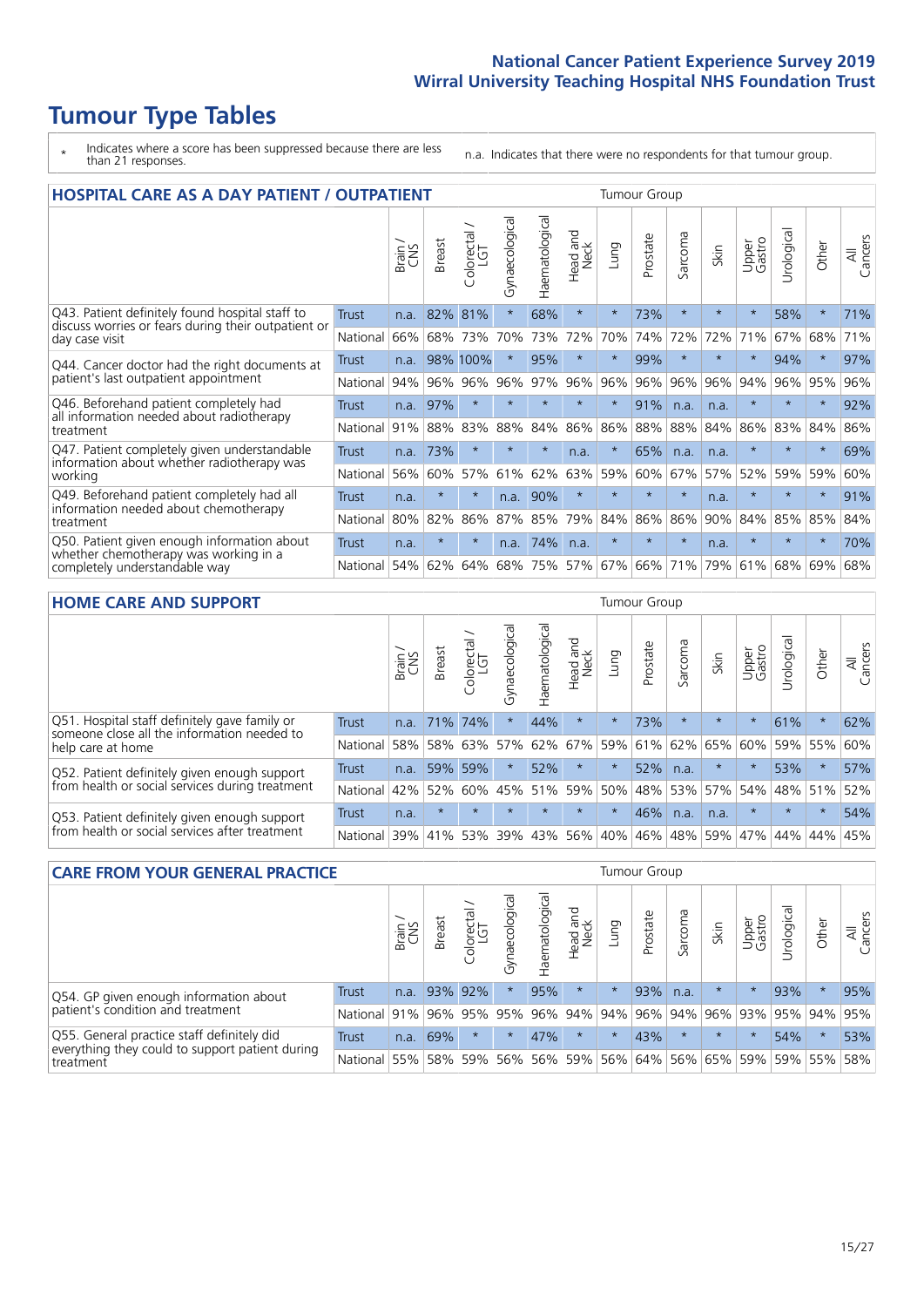# Tumour Type Tables

\* Indicates where a score has been suppressed because there are less than 21 responses.

n.a. Indicates that there were no respondents for that tumour group.

## HOSPITAL CARE AS A DAY PATIENT / OUTPATIENT

| | | Brain / CNS | Breast | Colorectal / LGT | Gynaecological | Haematological | Head and Neck | Lung | Prostate | Sarcoma | Skin | Upper Gastro | Urological | Other | All Cancers |
|---|---|---|---|---|---|---|---|---|---|---|---|---|---|---|---|
| Q43. Patient definitely found hospital staff to discuss worries or fears during their outpatient or day case visit | Trust | n.a. | 82% | 81% | * | 68% | * | * | 73% | * | * | * | 58% | * | 71% |
| | National | 66% | 68% | 73% | 70% | 73% | 72% | 70% | 74% | 72% | 72% | 71% | 67% | 68% | 71% |
| Q44. Cancer doctor had the right documents at patient's last outpatient appointment | Trust | n.a. | 98% | 100% | * | 95% | * | * | 99% | * | * | * | 94% | * | 97% |
| | National | 94% | 96% | 96% | 96% | 97% | 96% | 96% | 96% | 96% | 96% | 94% | 96% | 95% | 96% |
| Q46. Beforehand patient completely had all information needed about radiotherapy treatment | Trust | n.a. | 97% | * | * | * | * | * | 91% | n.a. | n.a. | * | * | * | 92% |
| | National | 91% | 88% | 83% | 88% | 84% | 86% | 86% | 88% | 88% | 84% | 86% | 83% | 84% | 86% |
| Q47. Patient completely given understandable information about whether radiotherapy was working | Trust | n.a. | 73% | * | * | * | n.a. | * | 65% | n.a. | n.a. | * | * | * | 69% |
| | National | 56% | 60% | 57% | 61% | 62% | 63% | 59% | 60% | 67% | 57% | 52% | 59% | 59% | 60% |
| Q49. Beforehand patient completely had all information needed about chemotherapy treatment | Trust | n.a. | * | * | n.a. | 90% | * | * | * | * | n.a. | * | * | * | 91% |
| | National | 80% | 82% | 86% | 87% | 85% | 79% | 84% | 86% | 86% | 90% | 84% | 85% | 85% | 84% |
| Q50. Patient given enough information about whether chemotherapy was working in a completely understandable way | Trust | n.a. | * | * | n.a. | 74% | n.a. | * | * | * | n.a. | * | * | * | 70% |
| | National | 54% | 62% | 64% | 68% | 75% | 57% | 67% | 66% | 71% | 79% | 61% | 68% | 69% | 68% |

## HOME CARE AND SUPPORT

| | | Brain / CNS | Breast | Colorectal / LGT | Gynaecological | Haematological | Head and Neck | Lung | Prostate | Sarcoma | Skin | Upper Gastro | Urological | Other | All Cancers |
|---|---|---|---|---|---|---|---|---|---|---|---|---|---|---|---|
| Q51. Hospital staff definitely gave family or someone close all the information needed to help care at home | Trust | n.a. | 71% | 74% | * | 44% | * | * | 73% | * | * | * | 61% | * | 62% |
| | National | 58% | 58% | 63% | 57% | 62% | 67% | 59% | 61% | 62% | 65% | 60% | 59% | 55% | 60% |
| Q52. Patient definitely given enough support from health or social services during treatment | Trust | n.a. | 59% | 59% | * | 52% | * | * | 52% | n.a. | * | * | 53% | * | 57% |
| | National | 42% | 52% | 60% | 45% | 51% | 59% | 50% | 48% | 53% | 57% | 54% | 48% | 51% | 52% |
| Q53. Patient definitely given enough support from health or social services after treatment | Trust | n.a. | * | * | * | * | * | * | 46% | n.a. | n.a. | * | * | * | 54% |
| | National | 39% | 41% | 53% | 39% | 43% | 56% | 40% | 46% | 48% | 59% | 47% | 44% | 44% | 45% |

## CARE FROM YOUR GENERAL PRACTICE

| | | Brain / CNS | Breast | Colorectal / LGT | Gynaecological | Haematological | Head and Neck | Lung | Prostate | Sarcoma | Skin | Upper Gastro | Urological | Other | All Cancers |
|---|---|---|---|---|---|---|---|---|---|---|---|---|---|---|---|
| Q54. GP given enough information about patient's condition and treatment | Trust | n.a. | 93% | 92% | * | 95% | * | * | 93% | n.a. | * | * | 93% | * | 95% |
| | National | 91% | 96% | 95% | 95% | 96% | 94% | 94% | 96% | 94% | 96% | 93% | 95% | 94% | 95% |
| Q55. General practice staff definitely did everything they could to support patient during treatment | Trust | n.a. | 69% | * | * | 47% | * | * | 43% | * | * | * | 54% | * | 53% |
| | National | 55% | 58% | 59% | 56% | 56% | 59% | 56% | 64% | 56% | 65% | 59% | 59% | 55% | 58% |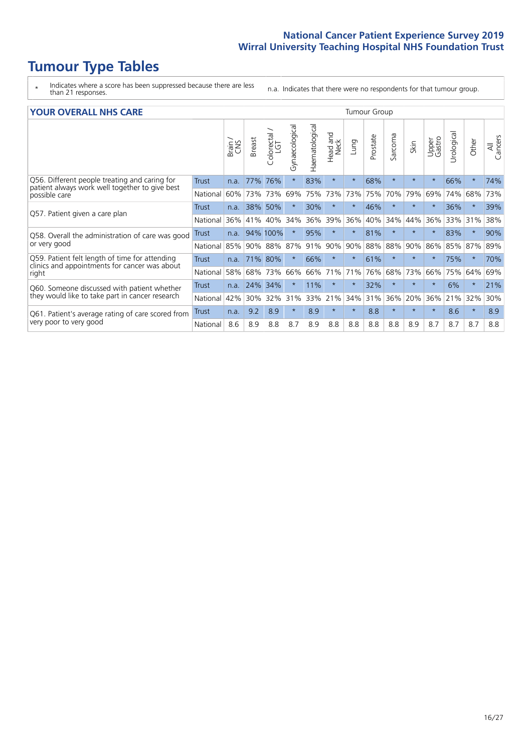# Tumour Type Tables

\* Indicates where a score has been suppressed because there are less than 21 responses.

n.a. Indicates that there were no respondents for that tumour group.

## YOUR OVERALL NHS CARE

| | | Brain / CNS | Breast | Colorectal / LGT | Gynaecological | Haematological | Head and Neck | Lung | Prostate | Sarcoma | Skin | Upper Gastro | Urological | Other | All Cancers |
|---|---|---|---|---|---|---|---|---|---|---|---|---|---|---|---|
| Q56. Different people treating and caring for patient always work well together to give best possible care | Trust | n.a. | 77% | 76% | * | 83% | * | * | 68% | * | * | * | 66% | * | 74% |
| | National | 60% | 73% | 73% | 69% | 75% | 73% | 73% | 75% | 70% | 79% | 69% | 74% | 68% | 73% |
| Q57. Patient given a care plan | Trust | n.a. | 38% | 50% | * | 30% | * | * | 46% | * | * | * | 36% | * | 39% |
| | National | 36% | 41% | 40% | 34% | 36% | 39% | 36% | 40% | 34% | 44% | 36% | 33% | 31% | 38% |
| Q58. Overall the administration of care was good or very good | Trust | n.a. | 94% | 100% | * | 95% | * | * | 81% | * | * | * | 83% | * | 90% |
| | National | 85% | 90% | 88% | 87% | 91% | 90% | 90% | 88% | 88% | 90% | 86% | 85% | 87% | 89% |
| Q59. Patient felt length of time for attending clinics and appointments for cancer was about right | Trust | n.a. | 71% | 80% | * | 66% | * | * | 61% | * | * | * | 75% | * | 70% |
| | National | 58% | 68% | 73% | 66% | 66% | 71% | 71% | 76% | 68% | 73% | 66% | 75% | 64% | 69% |
| Q60. Someone discussed with patient whether they would like to take part in cancer research | Trust | n.a. | 24% | 34% | * | 11% | * | * | 32% | * | * | * | 6% | * | 21% |
| | National | 42% | 30% | 32% | 31% | 33% | 21% | 34% | 31% | 36% | 20% | 36% | 21% | 32% | 30% |
| Q61. Patient's average rating of care scored from very poor to very good | Trust | n.a. | 9.2 | 8.9 | * | 8.9 | * | * | 8.8 | * | * | * | 8.6 | * | 8.9 |
| | National | 8.6 | 8.9 | 8.8 | 8.7 | 8.9 | 8.8 | 8.8 | 8.8 | 8.8 | 8.9 | 8.7 | 8.7 | 8.7 | 8.8 |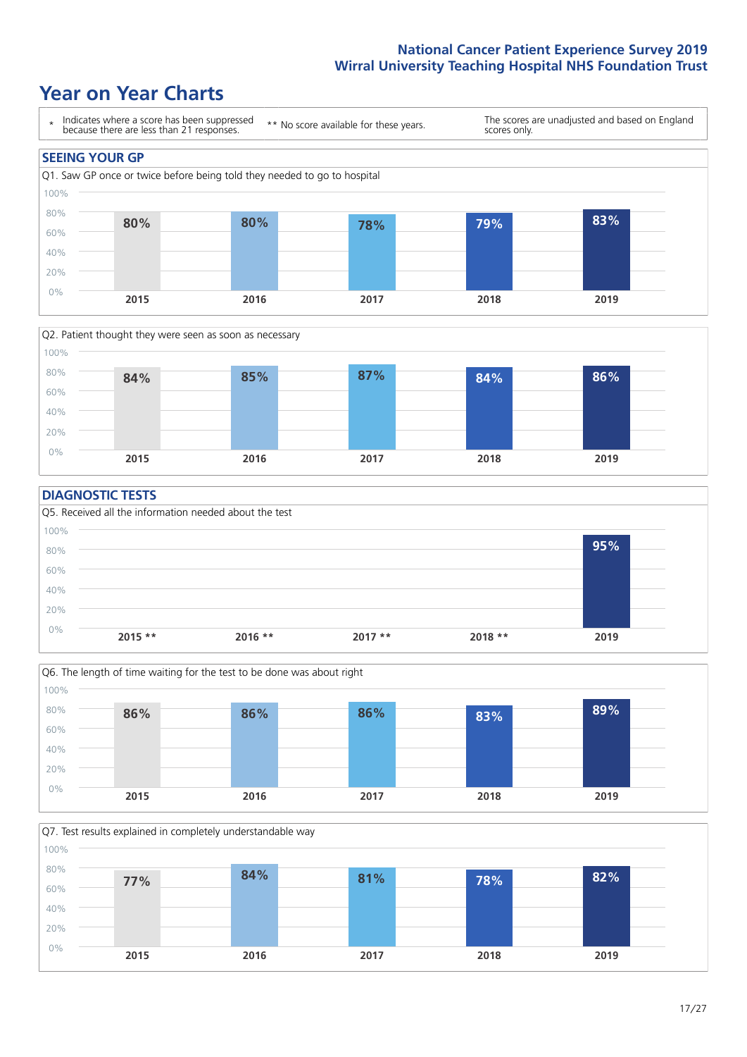# Year on Year Charts

| * Indicates where a score has been suppressed because there are less than 21 responses. | ** No score available for these years. | The scores are unadjusted and based on England scores only. |
|---|---|---|

## SEEING YOUR GP

Q1. Saw GP once or twice before being told they needed to go to hospital

| 2015 | 2016 | 2017 | 2018 | 2019 |
|---|---|---|---|---|
| 80% | 80% | 78% | 79% | 83% |

Q2. Patient thought they were seen as soon as necessary

| 2015 | 2016 | 2017 | 2018 | 2019 |
|---|---|---|---|---|
| 84% | 85% | 87% | 84% | 86% |

## DIAGNOSTIC TESTS

Q5. Received all the information needed about the test

| 2015 ** | 2016 ** | 2017 ** | 2018 ** | 2019 |
|---|---|---|---|---|
| | | | | 95% |

Q6. The length of time waiting for the test to be done was about right

| 2015 | 2016 | 2017 | 2018 | 2019 |
|---|---|---|---|---|
| 86% | 86% | 86% | 83% | 89% |

Q7. Test results explained in completely understandable way

| 2015 | 2016 | 2017 | 2018 | 2019 |
|---|---|---|---|---|
| 77% | 84% | 81% | 78% | 82% |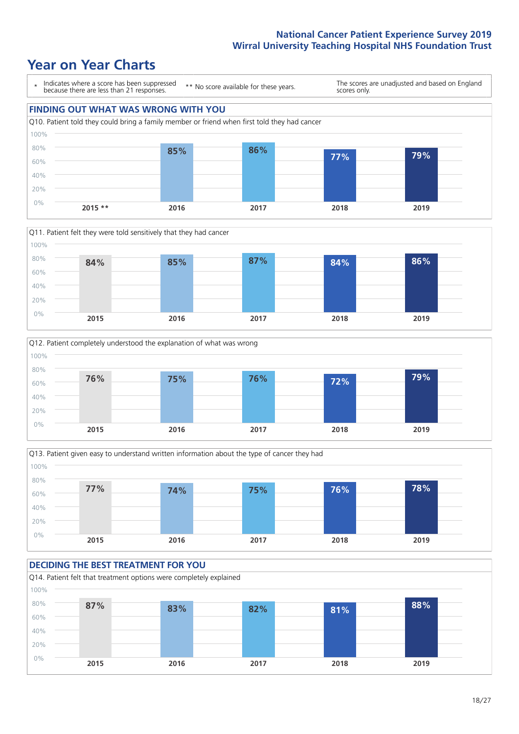# Year on Year Charts

\* Indicates where a score has been suppressed because there are less than 21 responses. ** No score available for these years. The scores are unadjusted and based on England scores only.

## FINDING OUT WHAT WAS WRONG WITH YOU

Q10. Patient told they could bring a family member or friend when first told they had cancer

| 2015 ** | 2016 | 2017 | 2018 | 2019 |
|---|---|---|---|---|
| | 85% | 86% | 77% | 79% |

Q11. Patient felt they were told sensitively that they had cancer

| 2015 | 2016 | 2017 | 2018 | 2019 |
|---|---|---|---|---|
| 84% | 85% | 87% | 84% | 86% |

Q12. Patient completely understood the explanation of what was wrong

| 2015 | 2016 | 2017 | 2018 | 2019 |
|---|---|---|---|---|
| 76% | 75% | 76% | 72% | 79% |

Q13. Patient given easy to understand written information about the type of cancer they had

| 2015 | 2016 | 2017 | 2018 | 2019 |
|---|---|---|---|---|
| 77% | 74% | 75% | 76% | 78% |

## DECIDING THE BEST TREATMENT FOR YOU

Q14. Patient felt that treatment options were completely explained

| 2015 | 2016 | 2017 | 2018 | 2019 |
|---|---|---|---|---|
| 87% | 83% | 82% | 81% | 88% |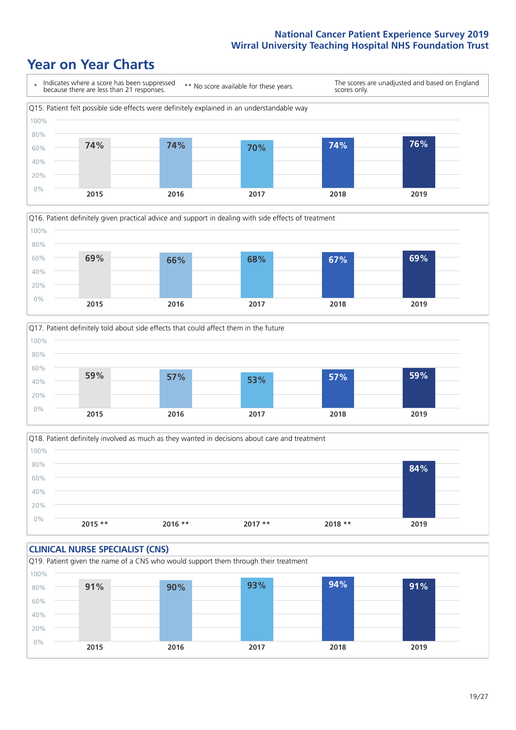# Year on Year Charts

| * Indicates where a score has been suppressed because there are less than 21 responses. | ** No score available for these years. | The scores are unadjusted and based on England scores only. |
| --- | --- | --- |

Q15. Patient felt possible side effects were definitely explained in an understandable way

| 2015 | 2016 | 2017 | 2018 | 2019 |
| --- | --- | --- | --- | --- |
| 74% | 74% | 70% | 74% | 76% |

Q16. Patient definitely given practical advice and support in dealing with side effects of treatment

| 2015 | 2016 | 2017 | 2018 | 2019 |
| --- | --- | --- | --- | --- |
| 69% | 66% | 68% | 67% | 69% |

Q17. Patient definitely told about side effects that could affect them in the future

| 2015 | 2016 | 2017 | 2018 | 2019 |
| --- | --- | --- | --- | --- |
| 59% | 57% | 53% | 57% | 59% |

Q18. Patient definitely involved as much as they wanted in decisions about care and treatment

| 2015 ** | 2016 ** | 2017 ** | 2018 ** | 2019 |
| --- | --- | --- | --- | --- |
| | | | | 84% |

## CLINICAL NURSE SPECIALIST (CNS)

Q19. Patient given the name of a CNS who would support them through their treatment

| 2015 | 2016 | 2017 | 2018 | 2019 |
| --- | --- | --- | --- | --- |
| 91% | 90% | 93% | 94% | 91% |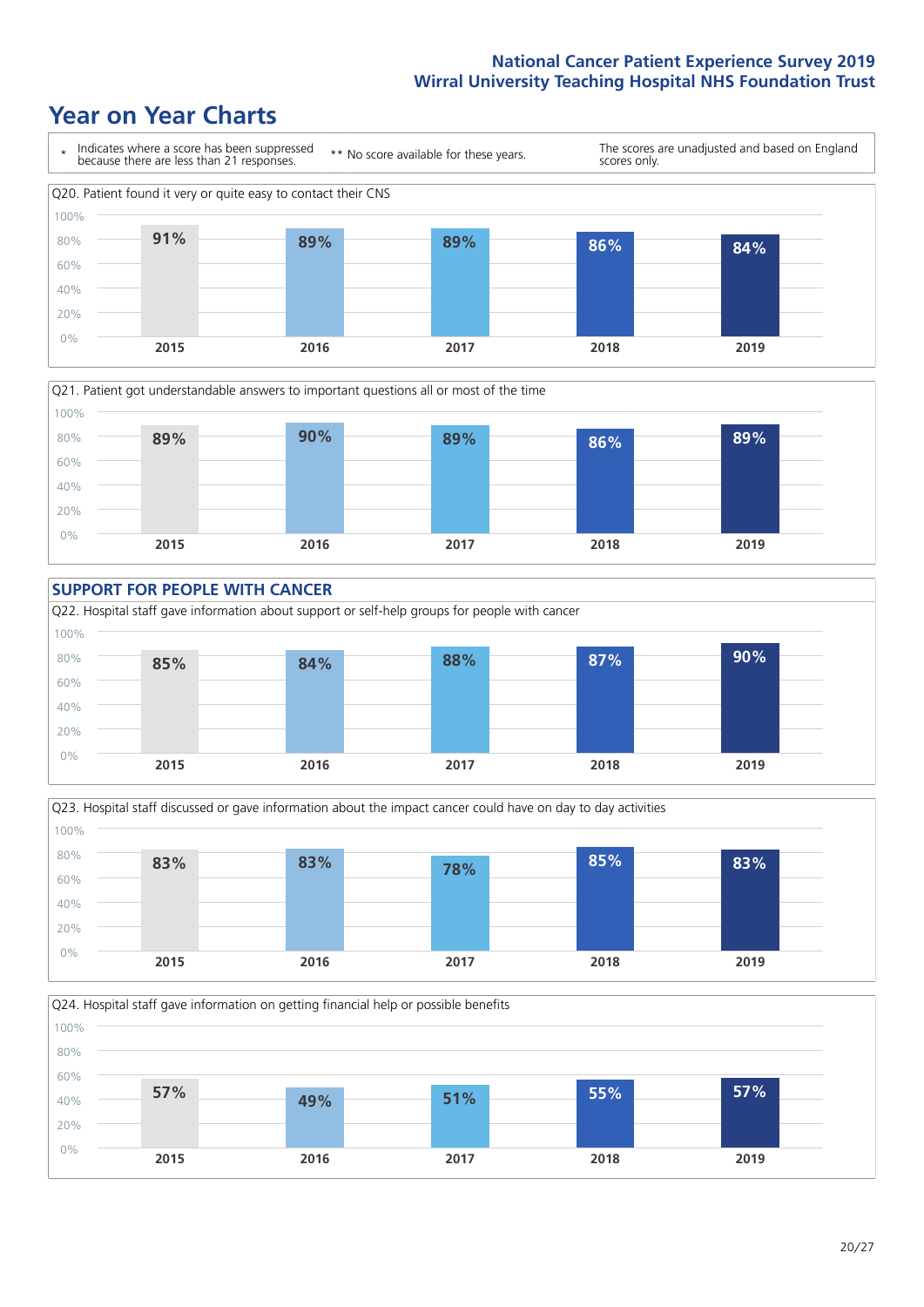# Year on Year Charts

\* Indicates where a score has been suppressed because there are less than 21 responses.

\*\* No score available for these years.

The scores are unadjusted and based on England scores only.

Q20. Patient found it very or quite easy to contact their CNS

| 2015 | 2016 | 2017 | 2018 | 2019 |
|---|---|---|---|---|
| 91% | 89% | 89% | 86% | 84% |

Q21. Patient got understandable answers to important questions all or most of the time

| 2015 | 2016 | 2017 | 2018 | 2019 |
|---|---|---|---|---|
| 89% | 90% | 89% | 86% | 89% |

## SUPPORT FOR PEOPLE WITH CANCER

Q22. Hospital staff gave information about support or self-help groups for people with cancer

| 2015 | 2016 | 2017 | 2018 | 2019 |
|---|---|---|---|---|
| 85% | 84% | 88% | 87% | 90% |

Q23. Hospital staff discussed or gave information about the impact cancer could have on day to day activities

| 2015 | 2016 | 2017 | 2018 | 2019 |
|---|---|---|---|---|
| 83% | 83% | 78% | 85% | 83% |

Q24. Hospital staff gave information on getting financial help or possible benefits

| 2015 | 2016 | 2017 | 2018 | 2019 |
|---|---|---|---|---|
| 57% | 49% | 51% | 55% | 57% |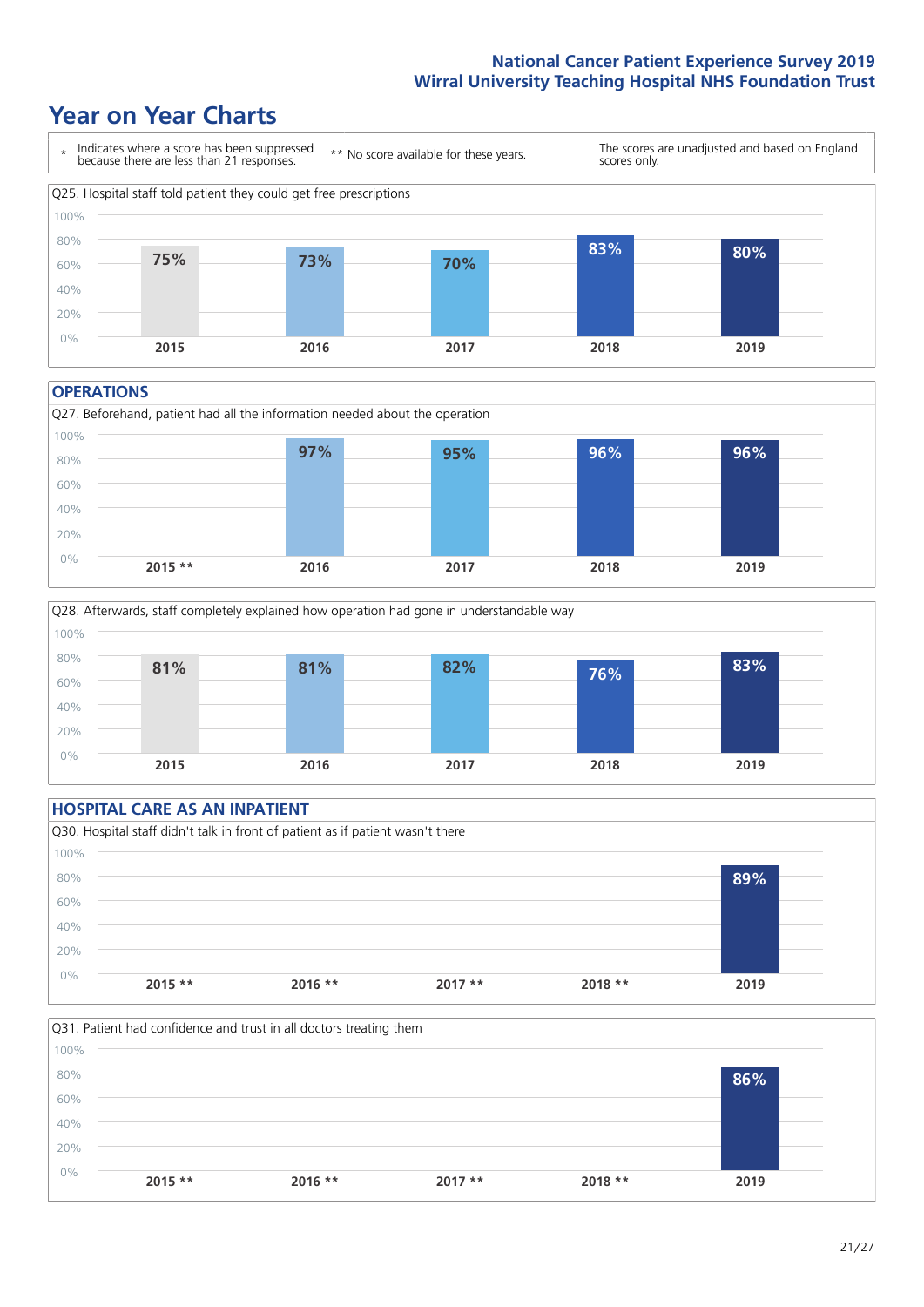National Cancer Patient Experience Survey 2019
Wirral University Teaching Hospital NHS Foundation Trust

# Year on Year Charts

\* Indicates where a score has been suppressed because there are less than 21 responses.

** No score available for these years.

The scores are unadjusted and based on England scores only.

Q25. Hospital staff told patient they could get free prescriptions

| 2015 | 2016 | 2017 | 2018 | 2019 |
|---|---|---|---|---|
| 75% | 73% | 70% | 83% | 80% |

## OPERATIONS

Q27. Beforehand, patient had all the information needed about the operation

| 2015 ** | 2016 | 2017 | 2018 | 2019 |
|---|---|---|---|---|
| | 97% | 95% | 96% | 96% |

Q28. Afterwards, staff completely explained how operation had gone in understandable way

| 2015 | 2016 | 2017 | 2018 | 2019 |
|---|---|---|---|---|
| 81% | 81% | 82% | 76% | 83% |

## HOSPITAL CARE AS AN INPATIENT

Q30. Hospital staff didn't talk in front of patient as if patient wasn't there

| 2015 ** | 2016 ** | 2017 ** | 2018 ** | 2019 |
|---|---|---|---|---|
| | | | | 89% |

Q31. Patient had confidence and trust in all doctors treating them

| 2015 ** | 2016 ** | 2017 ** | 2018 ** | 2019 |
|---|---|---|---|---|
| | | | | 86% |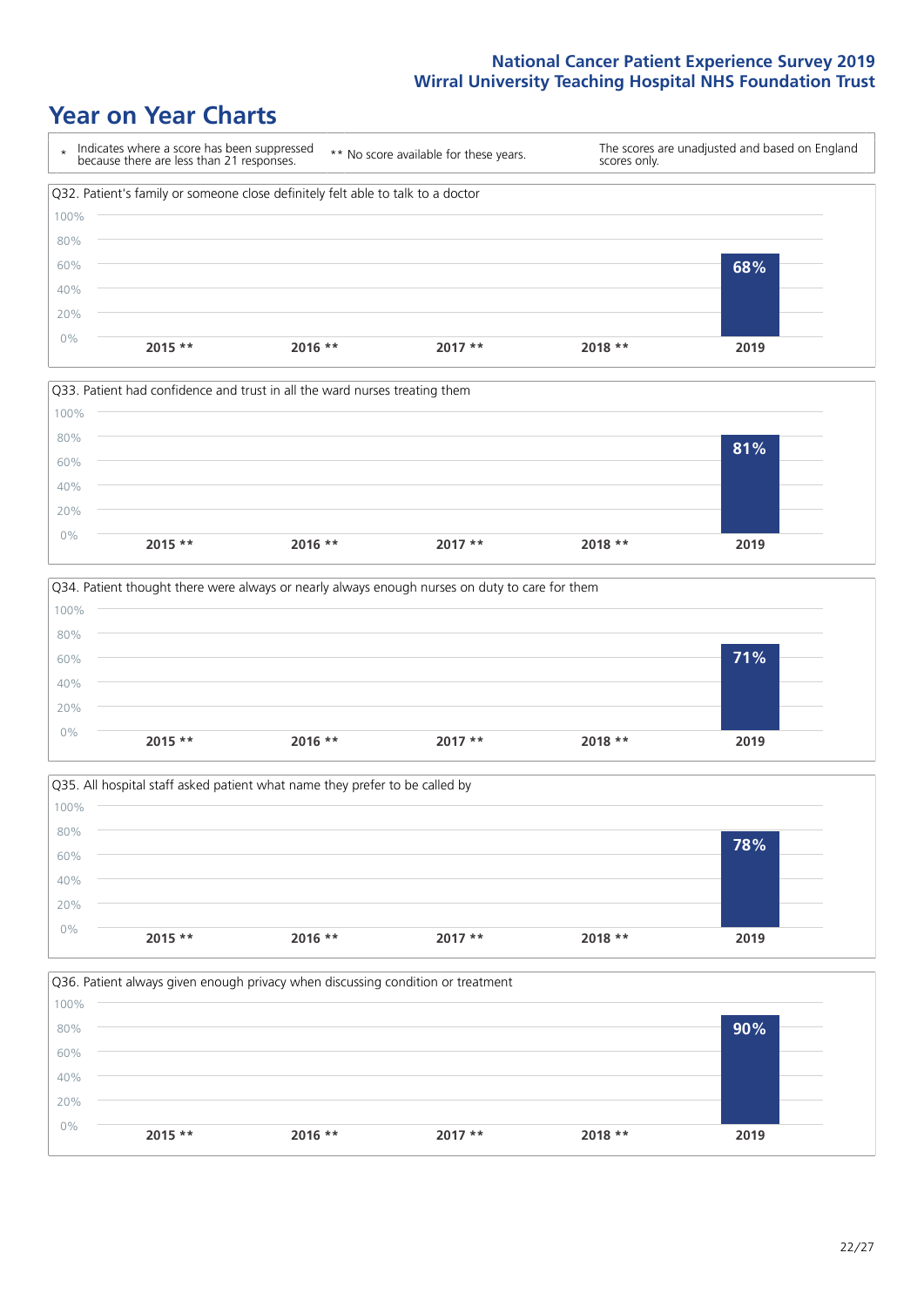# Year on Year Charts

| * Indicates where a score has been suppressed because there are less than 21 responses. | ** No score available for these years. | The scores are unadjusted and based on England scores only. |
| --- | --- | --- |

Q32. Patient's family or someone close definitely felt able to talk to a doctor

| 2015 ** | 2016 ** | 2017 ** | 2018 ** | 2019 |
| --- | --- | --- | --- | --- |
| | | | | 68% |

Q33. Patient had confidence and trust in all the ward nurses treating them

| 2015 ** | 2016 ** | 2017 ** | 2018 ** | 2019 |
| --- | --- | --- | --- | --- |
| | | | | 81% |

Q34. Patient thought there were always or nearly always enough nurses on duty to care for them

| 2015 ** | 2016 ** | 2017 ** | 2018 ** | 2019 |
| --- | --- | --- | --- | --- |
| | | | | 71% |

Q35. All hospital staff asked patient what name they prefer to be called by

| 2015 ** | 2016 ** | 2017 ** | 2018 ** | 2019 |
| --- | --- | --- | --- | --- |
| | | | | 78% |

Q36. Patient always given enough privacy when discussing condition or treatment

| 2015 ** | 2016 ** | 2017 ** | 2018 ** | 2019 |
| --- | --- | --- | --- | --- |
| | | | | 90% |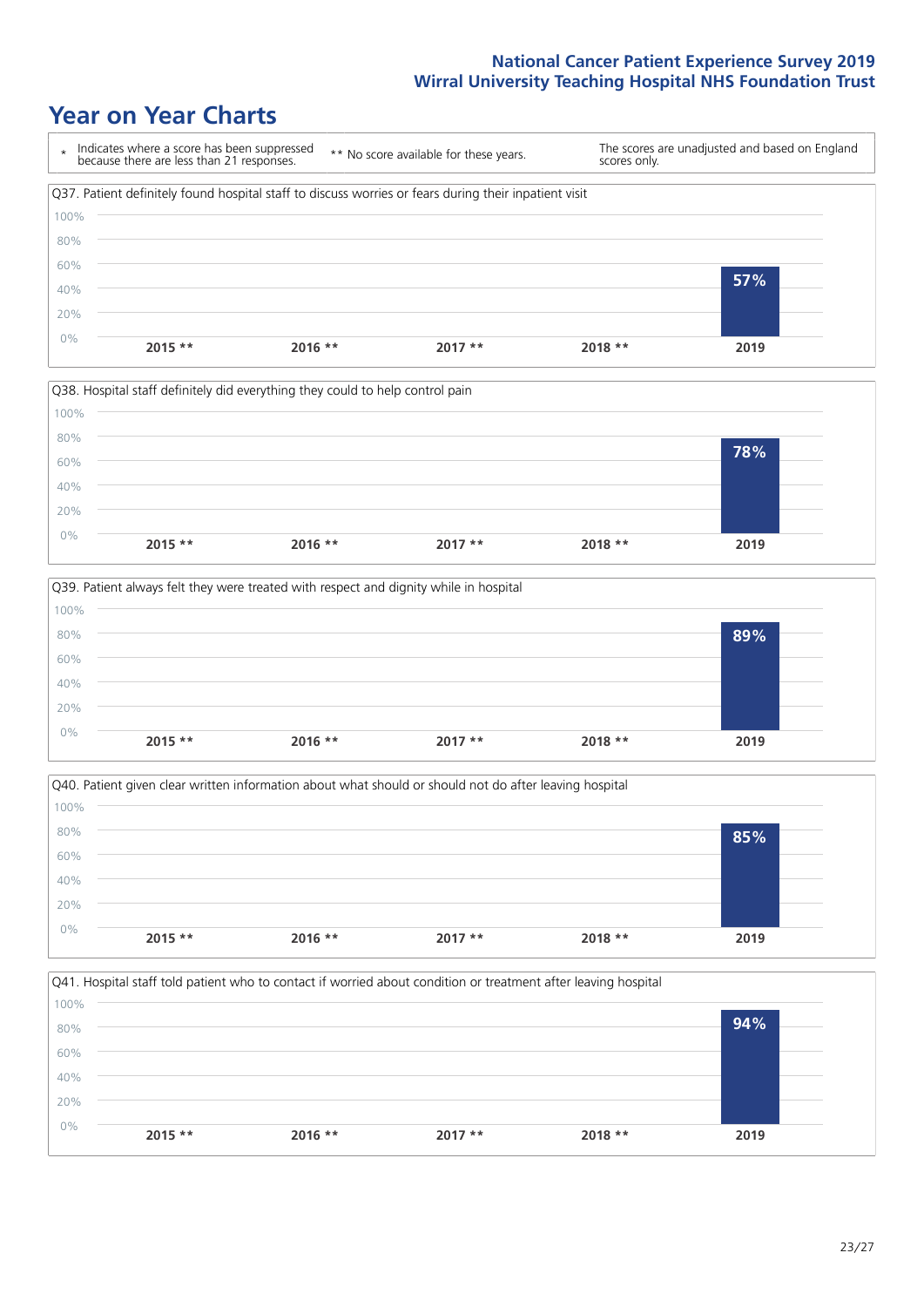# Year on Year Charts

\* Indicates where a score has been suppressed because there are less than 21 responses. ** No score available for these years. The scores are unadjusted and based on England scores only.

Q37. Patient definitely found hospital staff to discuss worries or fears during their inpatient visit

| 2015 ** | 2016 ** | 2017 ** | 2018 ** | 2019 |
|---|---|---|---|---|
| | | | | 57% |

Q38. Hospital staff definitely did everything they could to help control pain

| 2015 ** | 2016 ** | 2017 ** | 2018 ** | 2019 |
|---|---|---|---|---|
| | | | | 78% |

Q39. Patient always felt they were treated with respect and dignity while in hospital

| 2015 ** | 2016 ** | 2017 ** | 2018 ** | 2019 |
|---|---|---|---|---|
| | | | | 89% |

Q40. Patient given clear written information about what should or should not do after leaving hospital

| 2015 ** | 2016 ** | 2017 ** | 2018 ** | 2019 |
|---|---|---|---|---|
| | | | | 85% |

Q41. Hospital staff told patient who to contact if worried about condition or treatment after leaving hospital

| 2015 ** | 2016 ** | 2017 ** | 2018 ** | 2019 |
|---|---|---|---|---|
| | | | | 94% |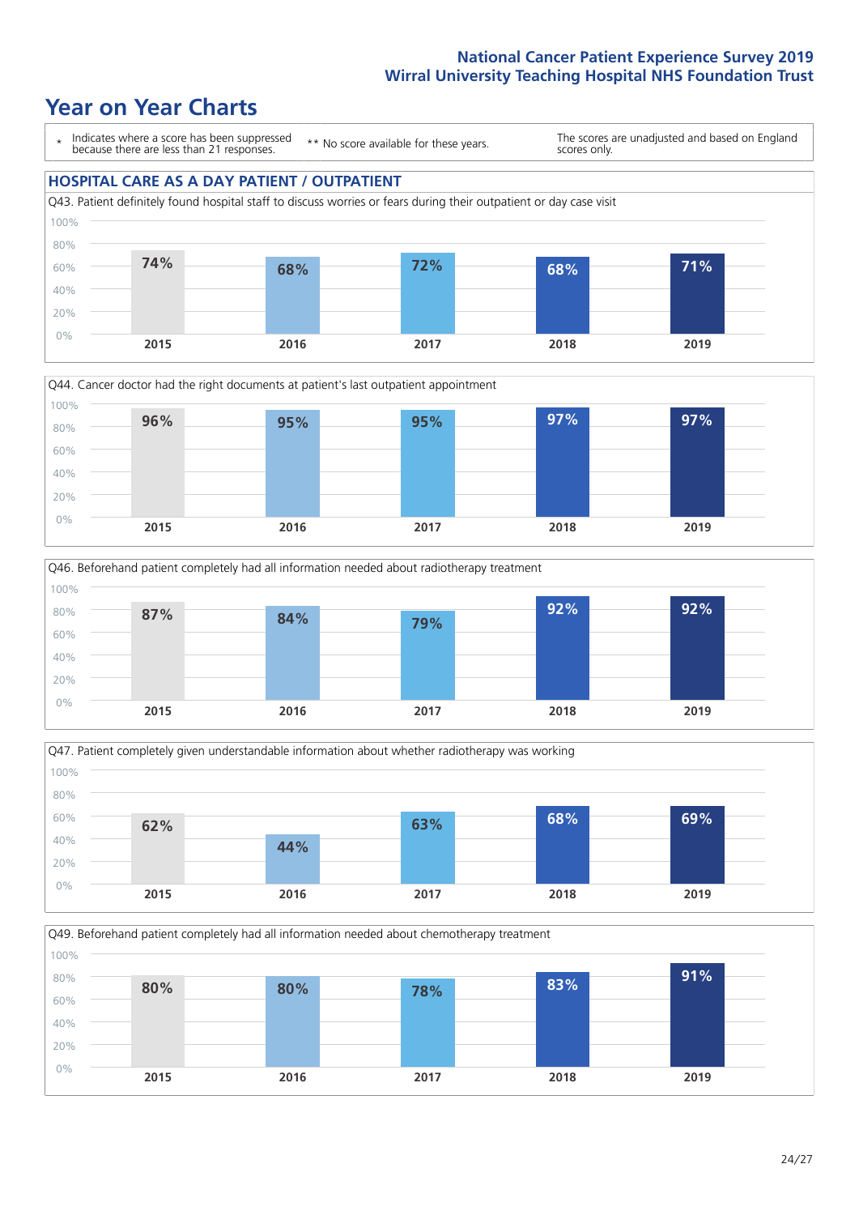# Year on Year Charts

\* Indicates where a score has been suppressed because there are less than 21 responses.

** No score available for these years.

The scores are unadjusted and based on England scores only.

## HOSPITAL CARE AS A DAY PATIENT / OUTPATIENT

Q43. Patient definitely found hospital staff to discuss worries or fears during their outpatient or day case visit

| 2015 | 2016 | 2017 | 2018 | 2019 |
|---|---|---|---|---|
| 74% | 68% | 72% | 68% | 71% |

Q44. Cancer doctor had the right documents at patient's last outpatient appointment

| 2015 | 2016 | 2017 | 2018 | 2019 |
|---|---|---|---|---|
| 96% | 95% | 95% | 97% | 97% |

Q46. Beforehand patient completely had all information needed about radiotherapy treatment

| 2015 | 2016 | 2017 | 2018 | 2019 |
|---|---|---|---|---|
| 87% | 84% | 79% | 92% | 92% |

Q47. Patient completely given understandable information about whether radiotherapy was working

| 2015 | 2016 | 2017 | 2018 | 2019 |
|---|---|---|---|---|
| 62% | 44% | 63% | 68% | 69% |

Q49. Beforehand patient completely had all information needed about chemotherapy treatment

| 2015 | 2016 | 2017 | 2018 | 2019 |
|---|---|---|---|---|
| 80% | 80% | 78% | 83% | 91% |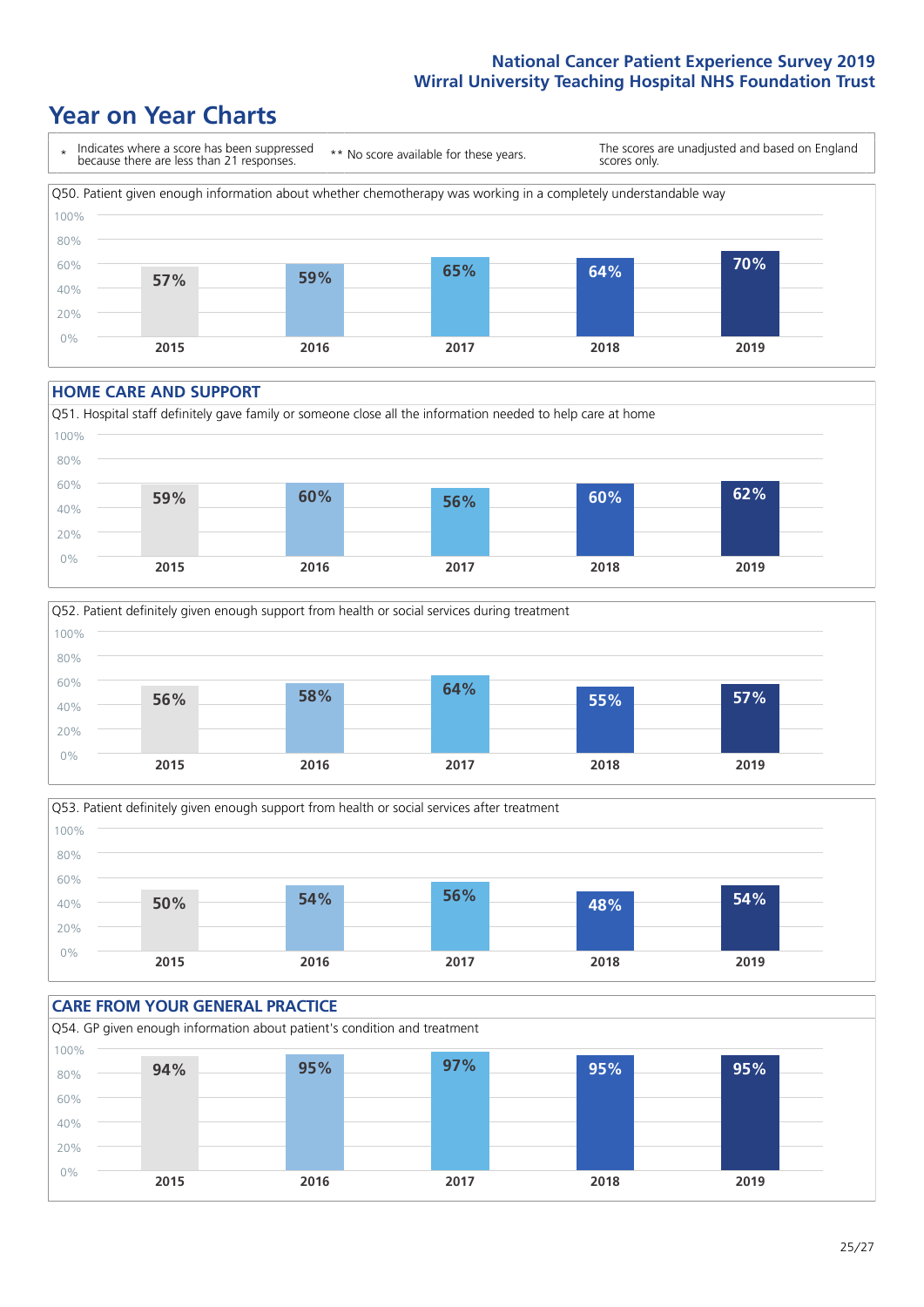# Year on Year Charts

\* Indicates where a score has been suppressed because there are less than 21 responses.

\*\* No score available for these years.

The scores are unadjusted and based on England scores only.

Q50. Patient given enough information about whether chemotherapy was working in a completely understandable way

| 2015 | 2016 | 2017 | 2018 | 2019 |
|---|---|---|---|---|
| 57% | 59% | 65% | 64% | 70% |

## HOME CARE AND SUPPORT

Q51. Hospital staff definitely gave family or someone close all the information needed to help care at home

| 2015 | 2016 | 2017 | 2018 | 2019 |
|---|---|---|---|---|
| 59% | 60% | 56% | 60% | 62% |

Q52. Patient definitely given enough support from health or social services during treatment

| 2015 | 2016 | 2017 | 2018 | 2019 |
|---|---|---|---|---|
| 56% | 58% | 64% | 55% | 57% |

Q53. Patient definitely given enough support from health or social services after treatment

| 2015 | 2016 | 2017 | 2018 | 2019 |
|---|---|---|---|---|
| 50% | 54% | 56% | 48% | 54% |

## CARE FROM YOUR GENERAL PRACTICE

Q54. GP given enough information about patient's condition and treatment

| 2015 | 2016 | 2017 | 2018 | 2019 |
|---|---|---|---|---|
| 94% | 95% | 97% | 95% | 95% |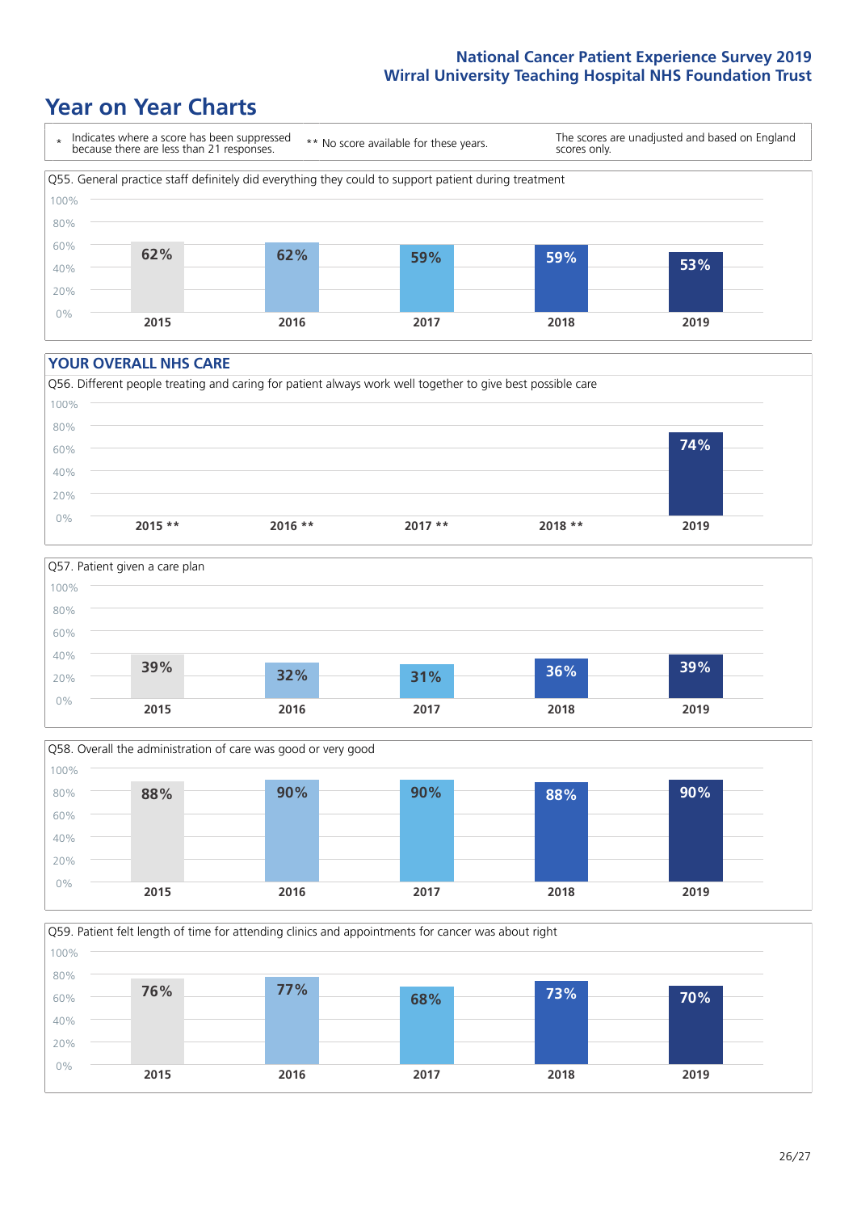## Year on Year Charts

\* Indicates where a score has been suppressed because there are less than 21 responses.

** No score available for these years.

The scores are unadjusted and based on England scores only.

Q55. General practice staff definitely did everything they could to support patient during treatment

| 2015 | 2016 | 2017 | 2018 | 2019 |
| --- | --- | --- | --- | --- |
| 62% | 62% | 59% | 59% | 53% |

### YOUR OVERALL NHS CARE

Q56. Different people treating and caring for patient always work well together to give best possible care

| 2015 ** | 2016 ** | 2017 ** | 2018 ** | 2019 |
| --- | --- | --- | --- | --- |
| | | | | 74% |

Q57. Patient given a care plan

| 2015 | 2016 | 2017 | 2018 | 2019 |
| --- | --- | --- | --- | --- |
| 39% | 32% | 31% | 36% | 39% |

Q58. Overall the administration of care was good or very good

| 2015 | 2016 | 2017 | 2018 | 2019 |
| --- | --- | --- | --- | --- |
| 88% | 90% | 90% | 88% | 90% |

Q59. Patient felt length of time for attending clinics and appointments for cancer was about right

| 2015 | 2016 | 2017 | 2018 | 2019 |
| --- | --- | --- | --- | --- |
| 76% | 77% | 68% | 73% | 70% |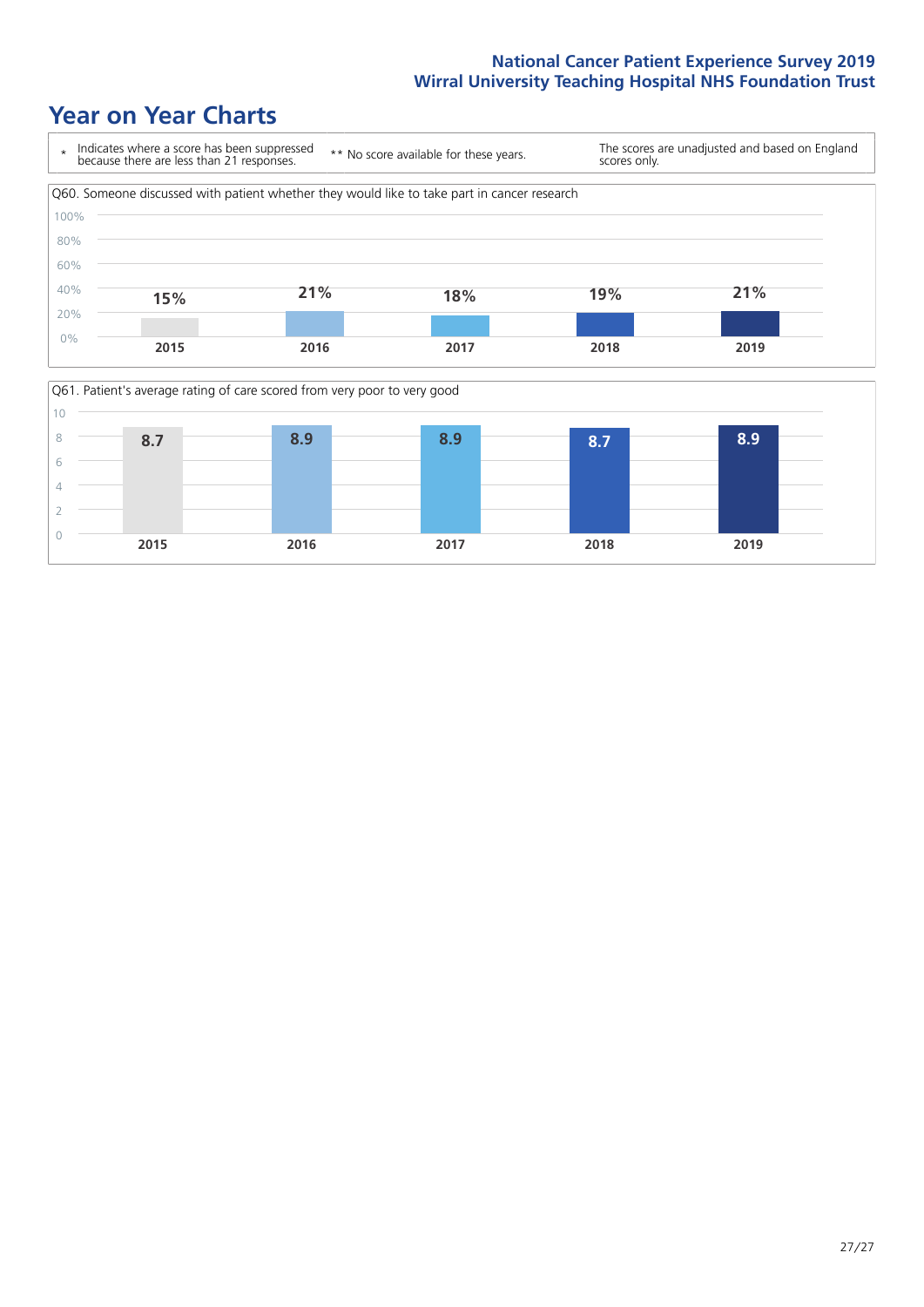# Year on Year Charts

\* Indicates where a score has been suppressed because there are less than 21 responses.

** No score available for these years.

The scores are unadjusted and based on England scores only.

Q60. Someone discussed with patient whether they would like to take part in cancer research

100%
80%
60%
40%
20%
0%

15% 2015
21% 2016
18% 2017
19% 2018
21% 2019

Q61. Patient's average rating of care scored from very poor to very good

10
8
6
4
2
0

8.7 2015
8.9 2016
8.9 2017
8.7 2018
8.9 2019